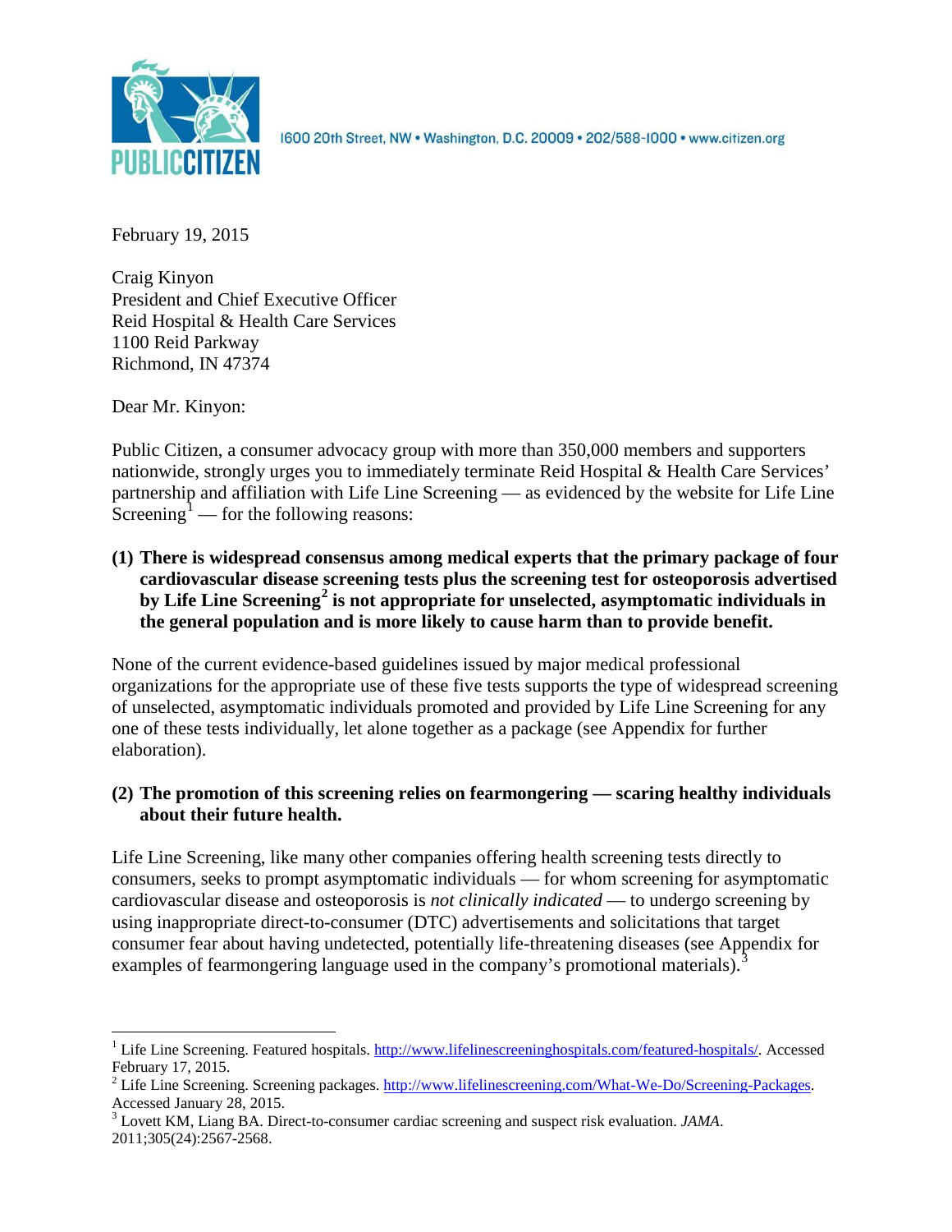PUBLIC CITIZEN

1600 20th Street, NW • Washington, D.C. 20009 • 202/588-1000 • www.citizen.org

February 19, 2015

Craig Kinyon
President and Chief Executive Officer
Reid Hospital & Health Care Services
1100 Reid Parkway
Richmond, IN 47374

Dear Mr. Kinyon:

Public Citizen, a consumer advocacy group with more than 350,000 members and supporters nationwide, strongly urges you to immediately terminate Reid Hospital & Health Care Services' partnership and affiliation with Life Line Screening — as evidenced by the website for Life Line Screening[1] — for the following reasons:

**(1) There is widespread consensus among medical experts that the primary package of four cardiovascular disease screening tests plus the screening test for osteoporosis advertised by Life Line Screening[2] is not appropriate for unselected, asymptomatic individuals in the general population and is more likely to cause harm than to provide benefit.**

None of the current evidence-based guidelines issued by major medical professional organizations for the appropriate use of these five tests supports the type of widespread screening of unselected, asymptomatic individuals promoted and provided by Life Line Screening for any one of these tests individually, let alone together as a package (see Appendix for further elaboration).

**(2) The promotion of this screening relies on fearmongering — scaring healthy individuals about their future health.**

Life Line Screening, like many other companies offering health screening tests directly to consumers, seeks to prompt asymptomatic individuals — for whom screening for asymptomatic cardiovascular disease and osteoporosis is *not clinically indicated* — to undergo screening by using inappropriate direct-to-consumer (DTC) advertisements and solicitations that target consumer fear about having undetected, potentially life-threatening diseases (see Appendix for examples of fearmongering language used in the company's promotional materials).[3]

---

[1] Life Line Screening. Featured hospitals. http://www.lifelinescreeninghospitals.com/featured-hospitals/. Accessed February 17, 2015.

[2] Life Line Screening. Screening packages. http://www.lifelinescreening.com/What-We-Do/Screening-Packages. Accessed January 28, 2015.

[3] Lovett KM, Liang BA. Direct-to-consumer cardiac screening and suspect risk evaluation. *JAMA*. 2011;305(24):2567-2568.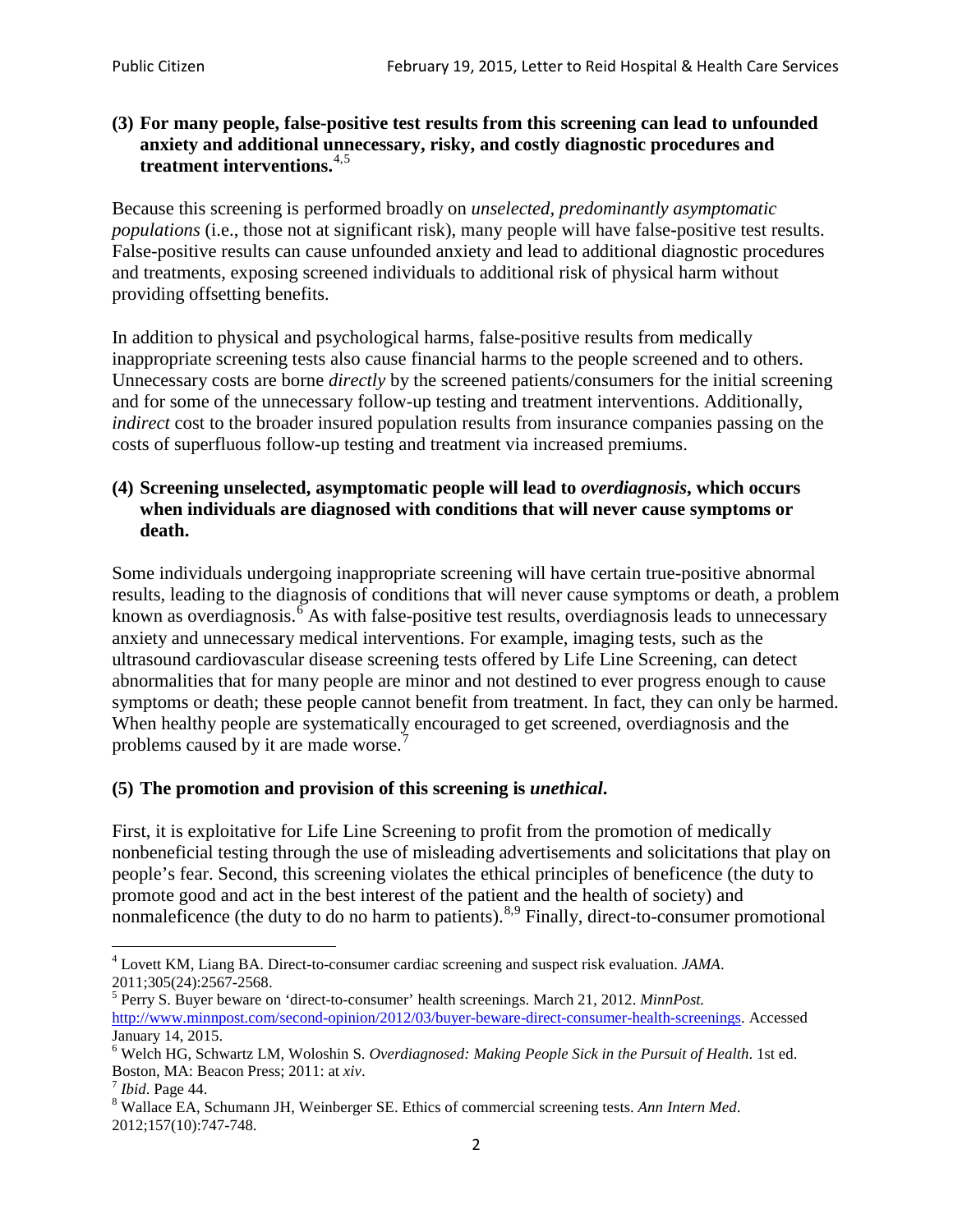**(3) For many people, false-positive test results from this screening can lead to unfounded anxiety and additional unnecessary, risky, and costly diagnostic procedures and treatment interventions.**[4,5]

Because this screening is performed broadly on *unselected, predominantly asymptomatic populations* (i.e., those not at significant risk), many people will have false-positive test results. False-positive results can cause unfounded anxiety and lead to additional diagnostic procedures and treatments, exposing screened individuals to additional risk of physical harm without providing offsetting benefits.

In addition to physical and psychological harms, false-positive results from medically inappropriate screening tests also cause financial harms to the people screened and to others. Unnecessary costs are borne *directly* by the screened patients/consumers for the initial screening and for some of the unnecessary follow-up testing and treatment interventions. Additionally, *indirect* cost to the broader insured population results from insurance companies passing on the costs of superfluous follow-up testing and treatment via increased premiums.

**(4) Screening unselected, asymptomatic people will lead to *overdiagnosis*, which occurs when individuals are diagnosed with conditions that will never cause symptoms or death.**

Some individuals undergoing inappropriate screening will have certain true-positive abnormal results, leading to the diagnosis of conditions that will never cause symptoms or death, a problem known as overdiagnosis.[6] As with false-positive test results, overdiagnosis leads to unnecessary anxiety and unnecessary medical interventions. For example, imaging tests, such as the ultrasound cardiovascular disease screening tests offered by Life Line Screening, can detect abnormalities that for many people are minor and not destined to ever progress enough to cause symptoms or death; these people cannot benefit from treatment. In fact, they can only be harmed. When healthy people are systematically encouraged to get screened, overdiagnosis and the problems caused by it are made worse.[7]

**(5) The promotion and provision of this screening is *unethical*.**

First, it is exploitative for Life Line Screening to profit from the promotion of medically nonbeneficial testing through the use of misleading advertisements and solicitations that play on people's fear. Second, this screening violates the ethical principles of beneficence (the duty to promote good and act in the best interest of the patient and the health of society) and nonmaleficence (the duty to do no harm to patients).[8,9] Finally, direct-to-consumer promotional

---

[4] Lovett KM, Liang BA. Direct-to-consumer cardiac screening and suspect risk evaluation. *JAMA*. 2011;305(24):2567-2568.

[5] Perry S. Buyer beware on 'direct-to-consumer' health screenings. March 21, 2012. *MinnPost.* http://www.minnpost.com/second-opinion/2012/03/buyer-beware-direct-consumer-health-screenings. Accessed January 14, 2015.

[6] Welch HG, Schwartz LM, Woloshin S. *Overdiagnosed: Making People Sick in the Pursuit of Health*. 1st ed. Boston, MA: Beacon Press; 2011: at *xiv*.

[7] *Ibid*. Page 44.

[8] Wallace EA, Schumann JH, Weinberger SE. Ethics of commercial screening tests. *Ann Intern Med*. 2012;157(10):747-748.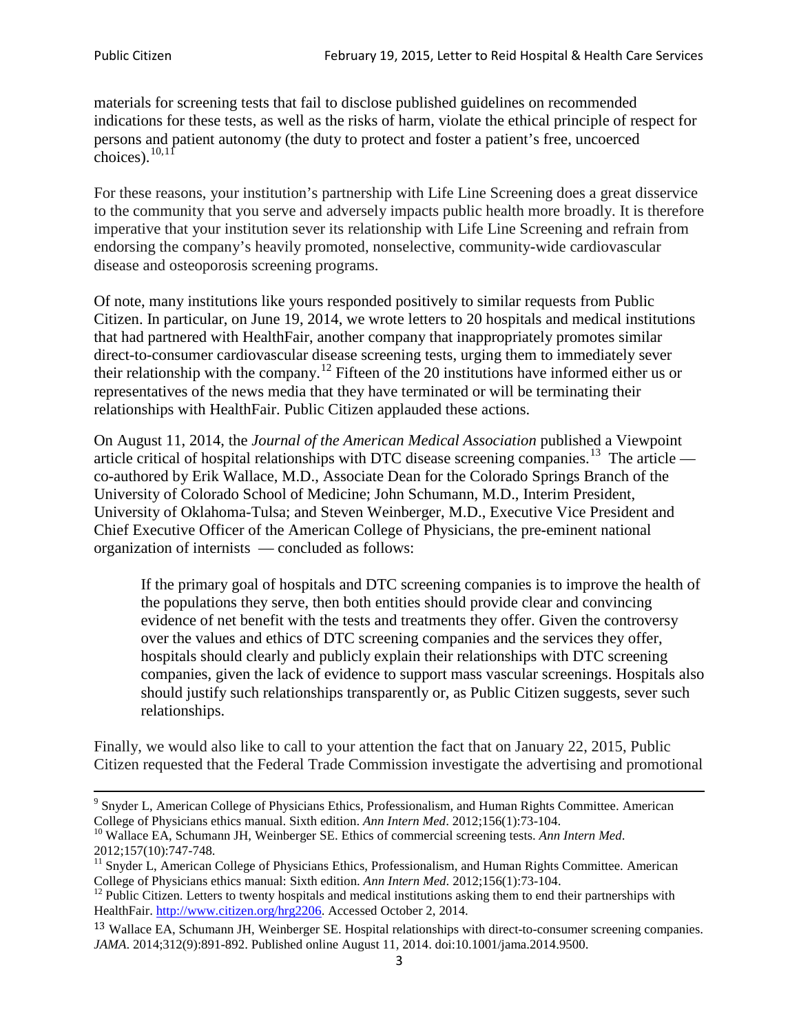materials for screening tests that fail to disclose published guidelines on recommended indications for these tests, as well as the risks of harm, violate the ethical principle of respect for persons and patient autonomy (the duty to protect and foster a patient's free, uncoerced choices).[10,11]

For these reasons, your institution's partnership with Life Line Screening does a great disservice to the community that you serve and adversely impacts public health more broadly. It is therefore imperative that your institution sever its relationship with Life Line Screening and refrain from endorsing the company's heavily promoted, nonselective, community-wide cardiovascular disease and osteoporosis screening programs.

Of note, many institutions like yours responded positively to similar requests from Public Citizen. In particular, on June 19, 2014, we wrote letters to 20 hospitals and medical institutions that had partnered with HealthFair, another company that inappropriately promotes similar direct-to-consumer cardiovascular disease screening tests, urging them to immediately sever their relationship with the company.[12] Fifteen of the 20 institutions have informed either us or representatives of the news media that they have terminated or will be terminating their relationships with HealthFair. Public Citizen applauded these actions.

On August 11, 2014, the *Journal of the American Medical Association* published a Viewpoint article critical of hospital relationships with DTC disease screening companies.[13] The article — co-authored by Erik Wallace, M.D., Associate Dean for the Colorado Springs Branch of the University of Colorado School of Medicine; John Schumann, M.D., Interim President, University of Oklahoma-Tulsa; and Steven Weinberger, M.D., Executive Vice President and Chief Executive Officer of the American College of Physicians, the pre-eminent national organization of internists — concluded as follows:

> If the primary goal of hospitals and DTC screening companies is to improve the health of the populations they serve, then both entities should provide clear and convincing evidence of net benefit with the tests and treatments they offer. Given the controversy over the values and ethics of DTC screening companies and the services they offer, hospitals should clearly and publicly explain their relationships with DTC screening companies, given the lack of evidence to support mass vascular screenings. Hospitals also should justify such relationships transparently or, as Public Citizen suggests, sever such relationships.

Finally, we would also like to call to your attention the fact that on January 22, 2015, Public Citizen requested that the Federal Trade Commission investigate the advertising and promotional

---

[9] Snyder L, American College of Physicians Ethics, Professionalism, and Human Rights Committee. American College of Physicians ethics manual. Sixth edition. *Ann Intern Med*. 2012;156(1):73-104.

[10] Wallace EA, Schumann JH, Weinberger SE. Ethics of commercial screening tests. *Ann Intern Med*. 2012;157(10):747-748.

[11] Snyder L, American College of Physicians Ethics, Professionalism, and Human Rights Committee. American College of Physicians ethics manual: Sixth edition. *Ann Intern Med*. 2012;156(1):73-104.

[12] Public Citizen. Letters to twenty hospitals and medical institutions asking them to end their partnerships with HealthFair. http://www.citizen.org/hrg2206. Accessed October 2, 2014.

[13] Wallace EA, Schumann JH, Weinberger SE. Hospital relationships with direct-to-consumer screening companies. *JAMA*. 2014;312(9):891-892. Published online August 11, 2014. doi:10.1001/jama.2014.9500.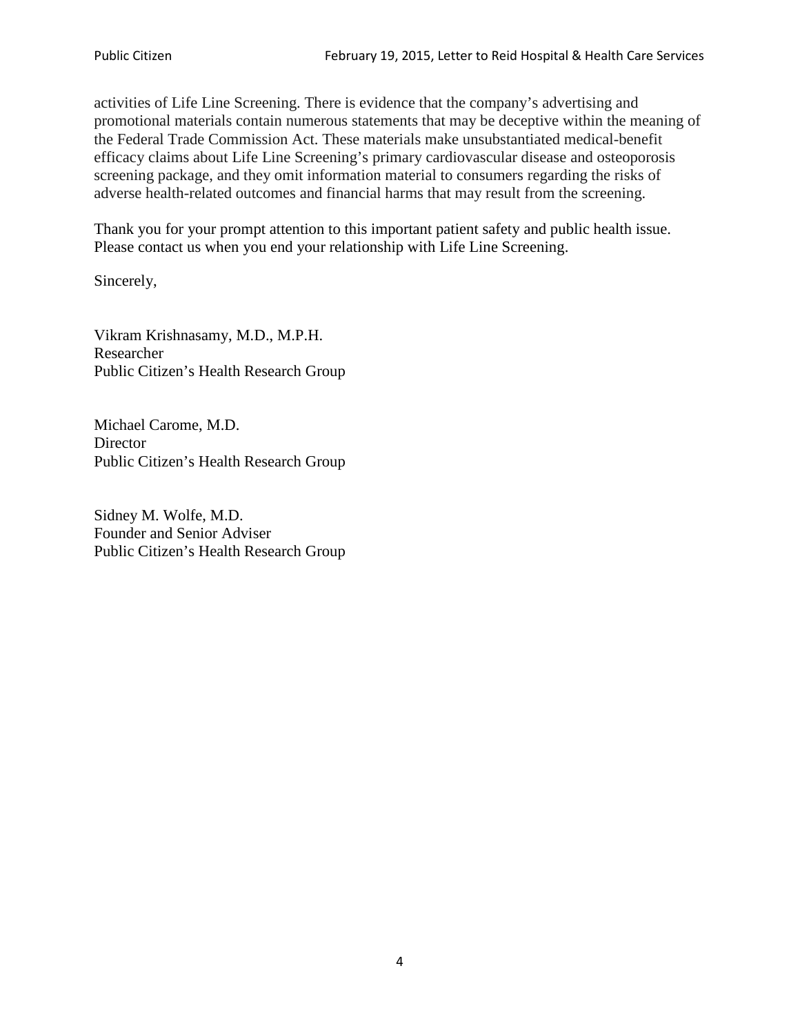activities of Life Line Screening. There is evidence that the company's advertising and promotional materials contain numerous statements that may be deceptive within the meaning of the Federal Trade Commission Act. These materials make unsubstantiated medical-benefit efficacy claims about Life Line Screening's primary cardiovascular disease and osteoporosis screening package, and they omit information material to consumers regarding the risks of adverse health-related outcomes and financial harms that may result from the screening.

Thank you for your prompt attention to this important patient safety and public health issue. Please contact us when you end your relationship with Life Line Screening.

Sincerely,

Vikram Krishnasamy, M.D., M.P.H.
Researcher
Public Citizen's Health Research Group

Michael Carome, M.D.
Director
Public Citizen's Health Research Group

Sidney M. Wolfe, M.D.
Founder and Senior Adviser
Public Citizen's Health Research Group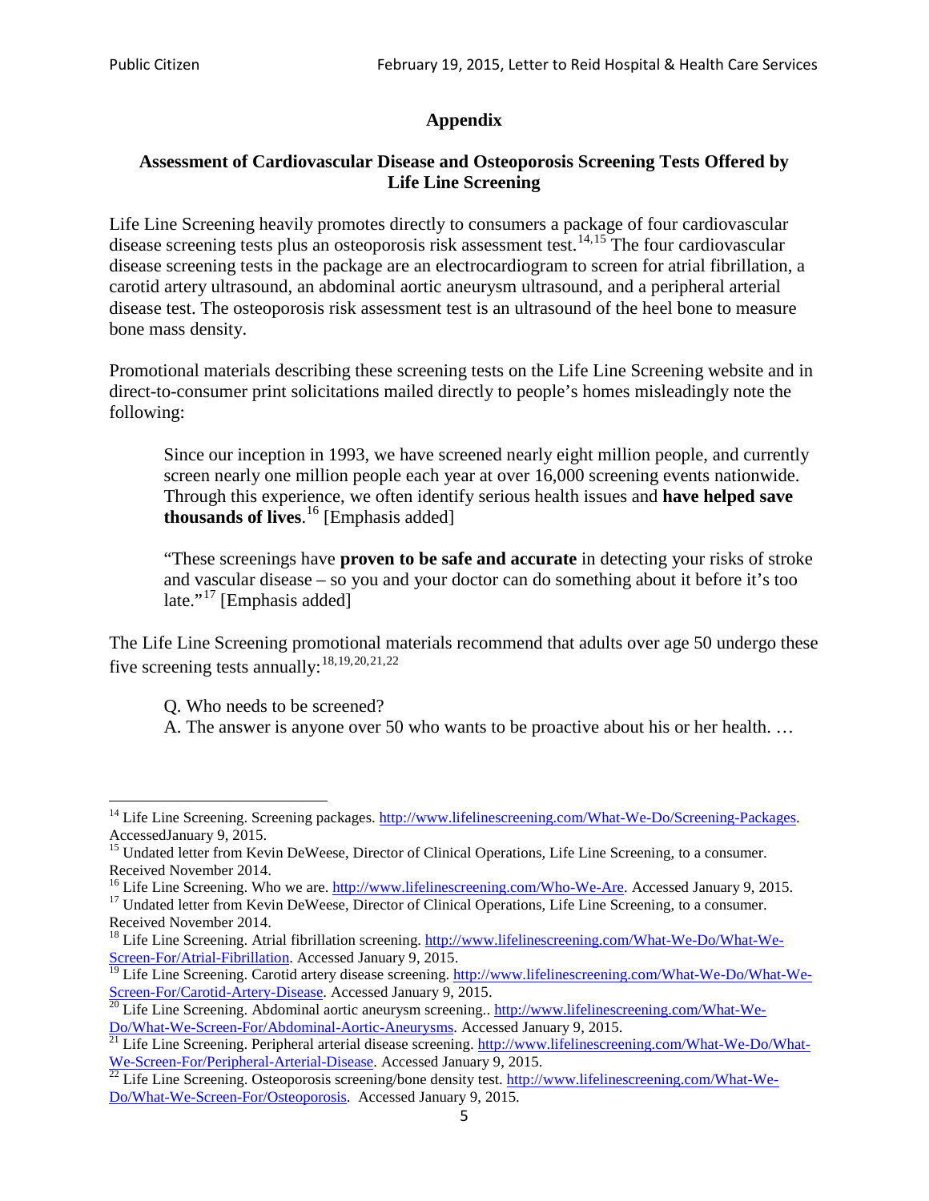## Appendix

### Assessment of Cardiovascular Disease and Osteoporosis Screening Tests Offered by Life Line Screening

Life Line Screening heavily promotes directly to consumers a package of four cardiovascular disease screening tests plus an osteoporosis risk assessment test.[14,15] The four cardiovascular disease screening tests in the package are an electrocardiogram to screen for atrial fibrillation, a carotid artery ultrasound, an abdominal aortic aneurysm ultrasound, and a peripheral arterial disease test. The osteoporosis risk assessment test is an ultrasound of the heel bone to measure bone mass density.

Promotional materials describing these screening tests on the Life Line Screening website and in direct-to-consumer print solicitations mailed directly to people's homes misleadingly note the following:

> Since our inception in 1993, we have screened nearly eight million people, and currently screen nearly one million people each year at over 16,000 screening events nationwide. Through this experience, we often identify serious health issues and **have helped save thousands of lives**.[16] [Emphasis added]
>
> "These screenings have **proven to be safe and accurate** in detecting your risks of stroke and vascular disease – so you and your doctor can do something about it before it's too late."[17] [Emphasis added]

The Life Line Screening promotional materials recommend that adults over age 50 undergo these five screening tests annually:[18,19,20,21,22]

> Q. Who needs to be screened?
> A. The answer is anyone over 50 who wants to be proactive about his or her health. …

---

[14] Life Line Screening. Screening packages. http://www.lifelinescreening.com/What-We-Do/Screening-Packages. AccessedJanuary 9, 2015.

[15] Undated letter from Kevin DeWeese, Director of Clinical Operations, Life Line Screening, to a consumer. Received November 2014.

[16] Life Line Screening. Who we are. http://www.lifelinescreening.com/Who-We-Are. Accessed January 9, 2015.

[17] Undated letter from Kevin DeWeese, Director of Clinical Operations, Life Line Screening, to a consumer. Received November 2014.

[18] Life Line Screening. Atrial fibrillation screening. http://www.lifelinescreening.com/What-We-Do/What-We-Screen-For/Atrial-Fibrillation. Accessed January 9, 2015.

[19] Life Line Screening. Carotid artery disease screening. http://www.lifelinescreening.com/What-We-Do/What-We-Screen-For/Carotid-Artery-Disease. Accessed January 9, 2015.

[20] Life Line Screening. Abdominal aortic aneurysm screening.. http://www.lifelinescreening.com/What-We-Do/What-We-Screen-For/Abdominal-Aortic-Aneurysms. Accessed January 9, 2015.

[21] Life Line Screening. Peripheral arterial disease screening. http://www.lifelinescreening.com/What-We-Do/What-We-Screen-For/Peripheral-Arterial-Disease. Accessed January 9, 2015.

[22] Life Line Screening. Osteoporosis screening/bone density test. http://www.lifelinescreening.com/What-We-Do/What-We-Screen-For/Osteoporosis. Accessed January 9, 2015.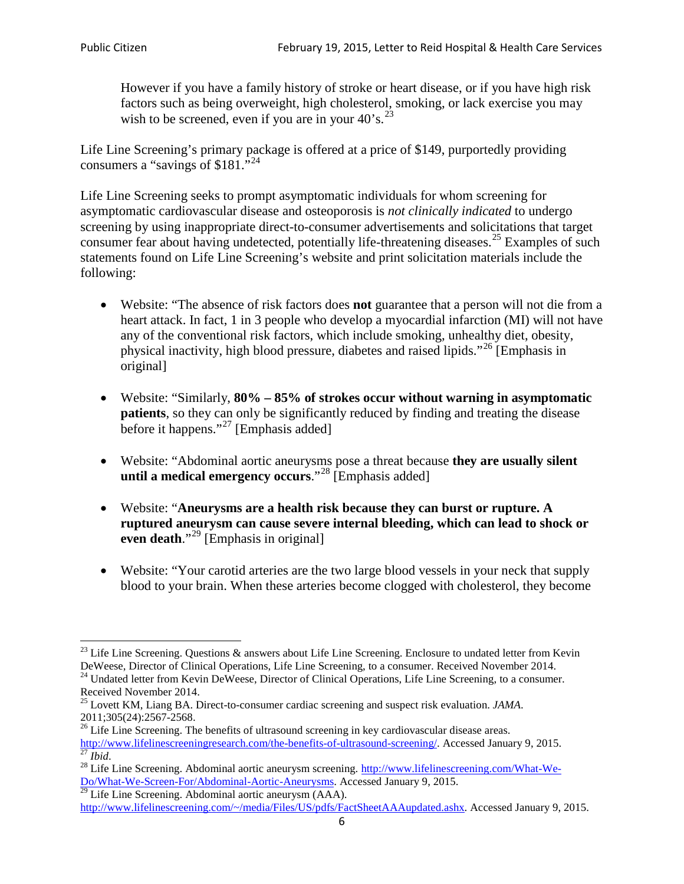> However if you have a family history of stroke or heart disease, or if you have high risk factors such as being overweight, high cholesterol, smoking, or lack exercise you may wish to be screened, even if you are in your 40's.[23]

Life Line Screening's primary package is offered at a price of $149, purportedly providing consumers a "savings of $181."[24]

Life Line Screening seeks to prompt asymptomatic individuals for whom screening for asymptomatic cardiovascular disease and osteoporosis is *not clinically indicated* to undergo screening by using inappropriate direct-to-consumer advertisements and solicitations that target consumer fear about having undetected, potentially life-threatening diseases.[25] Examples of such statements found on Life Line Screening's website and print solicitation materials include the following:

- Website: "The absence of risk factors does **not** guarantee that a person will not die from a heart attack. In fact, 1 in 3 people who develop a myocardial infarction (MI) will not have any of the conventional risk factors, which include smoking, unhealthy diet, obesity, physical inactivity, high blood pressure, diabetes and raised lipids."[26] [Emphasis in original]

- Website: "Similarly, **80% – 85% of strokes occur without warning in asymptomatic patients**, so they can only be significantly reduced by finding and treating the disease before it happens."[27] [Emphasis added]

- Website: "Abdominal aortic aneurysms pose a threat because **they are usually silent until a medical emergency occurs**."[28] [Emphasis added]

- Website: "**Aneurysms are a health risk because they can burst or rupture. A ruptured aneurysm can cause severe internal bleeding, which can lead to shock or even death**."[29] [Emphasis in original]

- Website: "Your carotid arteries are the two large blood vessels in your neck that supply blood to your brain. When these arteries become clogged with cholesterol, they become

---

[23] Life Line Screening. Questions & answers about Life Line Screening. Enclosure to undated letter from Kevin DeWeese, Director of Clinical Operations, Life Line Screening, to a consumer. Received November 2014.

[24] Undated letter from Kevin DeWeese, Director of Clinical Operations, Life Line Screening, to a consumer. Received November 2014.

[25] Lovett KM, Liang BA. Direct-to-consumer cardiac screening and suspect risk evaluation. *JAMA*. 2011;305(24):2567-2568.

[26] Life Line Screening. The benefits of ultrasound screening in key cardiovascular disease areas. http://www.lifelinescreeningresearch.com/the-benefits-of-ultrasound-screening/. Accessed January 9, 2015.

[27] *Ibid*.

[28] Life Line Screening. Abdominal aortic aneurysm screening. http://www.lifelinescreening.com/What-We-Do/What-We-Screen-For/Abdominal-Aortic-Aneurysms. Accessed January 9, 2015.

[29] Life Line Screening. Abdominal aortic aneurysm (AAA). http://www.lifelinescreening.com/~/media/Files/US/pdfs/FactSheetAAAupdated.ashx. Accessed January 9, 2015.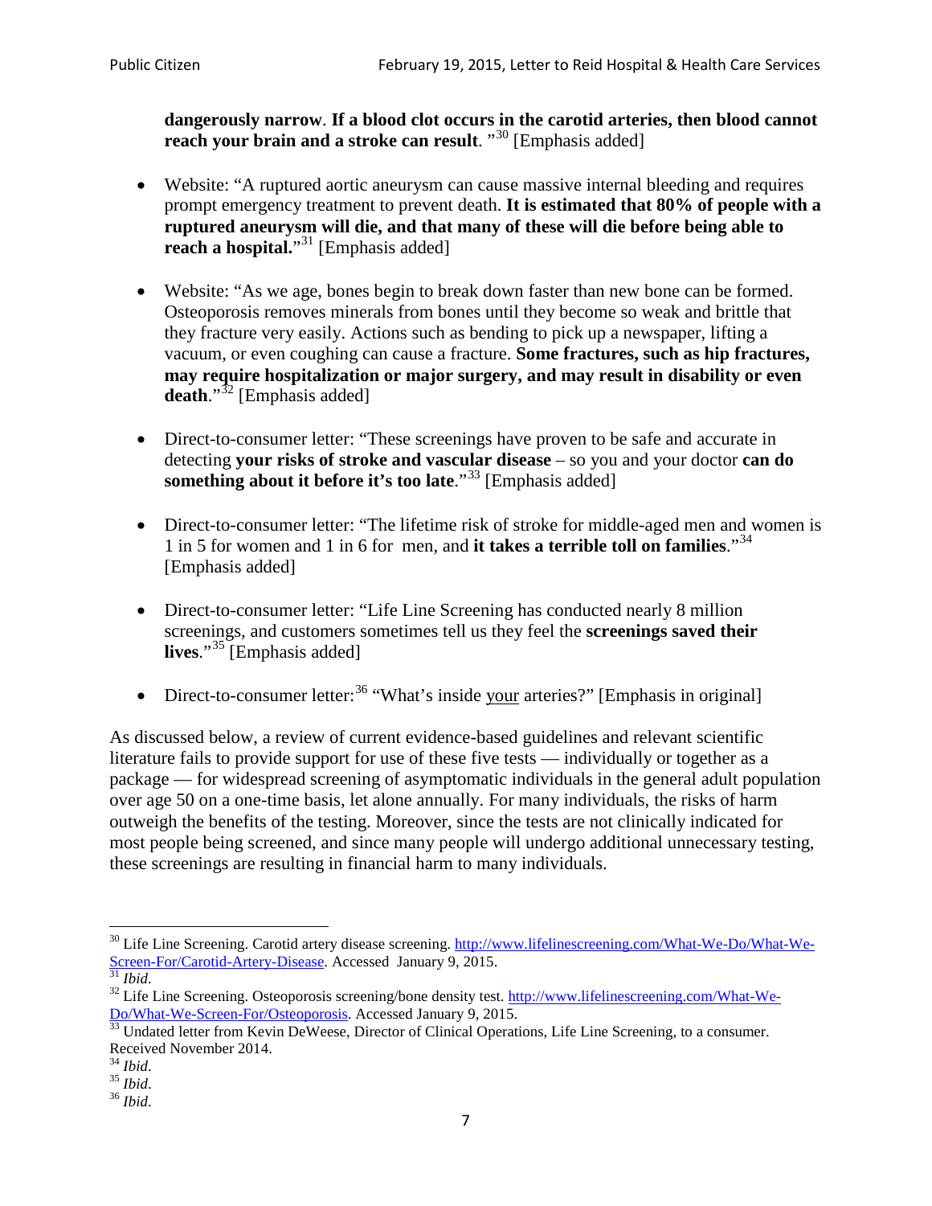**dangerously narrow**. **If a blood clot occurs in the carotid arteries, then blood cannot reach your brain and a stroke can result**. "[30] [Emphasis added]

- Website: "A ruptured aortic aneurysm can cause massive internal bleeding and requires prompt emergency treatment to prevent death. **It is estimated that 80% of people with a ruptured aneurysm will die, and that many of these will die before being able to reach a hospital.**"[31] [Emphasis added]

- Website: "As we age, bones begin to break down faster than new bone can be formed. Osteoporosis removes minerals from bones until they become so weak and brittle that they fracture very easily. Actions such as bending to pick up a newspaper, lifting a vacuum, or even coughing can cause a fracture. **Some fractures, such as hip fractures, may require hospitalization or major surgery, and may result in disability or even death**."[32] [Emphasis added]

- Direct-to-consumer letter: "These screenings have proven to be safe and accurate in detecting **your risks of stroke and vascular disease** – so you and your doctor **can do something about it before it's too late**."[33] [Emphasis added]

- Direct-to-consumer letter: "The lifetime risk of stroke for middle-aged men and women is 1 in 5 for women and 1 in 6 for men, and **it takes a terrible toll on families**."[34] [Emphasis added]

- Direct-to-consumer letter: "Life Line Screening has conducted nearly 8 million screenings, and customers sometimes tell us they feel the **screenings saved their lives**."[35] [Emphasis added]

- Direct-to-consumer letter:[36] "What's inside your arteries?" [Emphasis in original]

As discussed below, a review of current evidence-based guidelines and relevant scientific literature fails to provide support for use of these five tests — individually or together as a package — for widespread screening of asymptomatic individuals in the general adult population over age 50 on a one-time basis, let alone annually. For many individuals, the risks of harm outweigh the benefits of the testing. Moreover, since the tests are not clinically indicated for most people being screened, and since many people will undergo additional unnecessary testing, these screenings are resulting in financial harm to many individuals.

---

[30] Life Line Screening. Carotid artery disease screening. http://www.lifelinescreening.com/What-We-Do/What-We-Screen-For/Carotid-Artery-Disease. Accessed January 9, 2015.

[31] *Ibid*.

[32] Life Line Screening. Osteoporosis screening/bone density test. http://www.lifelinescreening.com/What-We-Do/What-We-Screen-For/Osteoporosis. Accessed January 9, 2015.

[33] Undated letter from Kevin DeWeese, Director of Clinical Operations, Life Line Screening, to a consumer. Received November 2014.

[34] *Ibid*.

[35] *Ibid*.

[36] *Ibid*.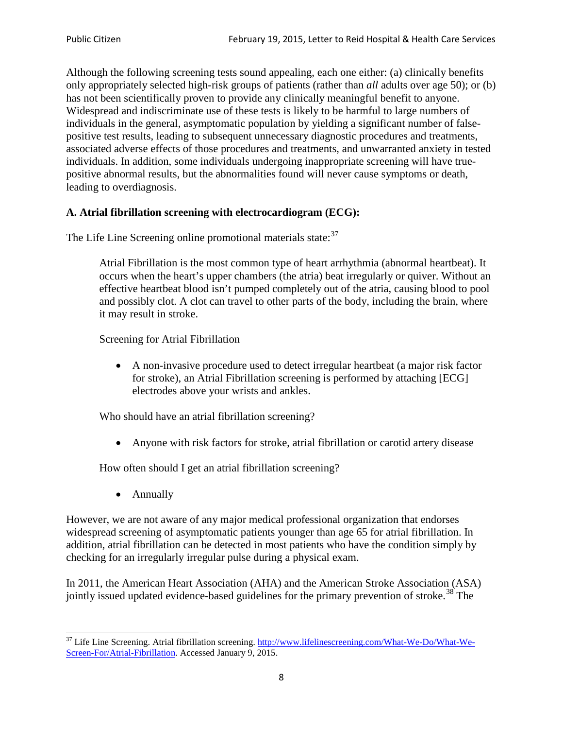Although the following screening tests sound appealing, each one either: (a) clinically benefits only appropriately selected high-risk groups of patients (rather than *all* adults over age 50); or (b) has not been scientifically proven to provide any clinically meaningful benefit to anyone. Widespread and indiscriminate use of these tests is likely to be harmful to large numbers of individuals in the general, asymptomatic population by yielding a significant number of false-positive test results, leading to subsequent unnecessary diagnostic procedures and treatments, associated adverse effects of those procedures and treatments, and unwarranted anxiety in tested individuals. In addition, some individuals undergoing inappropriate screening will have true-positive abnormal results, but the abnormalities found will never cause symptoms or death, leading to overdiagnosis.

**A. Atrial fibrillation screening with electrocardiogram (ECG):**

The Life Line Screening online promotional materials state:[37]

> Atrial Fibrillation is the most common type of heart arrhythmia (abnormal heartbeat). It occurs when the heart's upper chambers (the atria) beat irregularly or quiver. Without an effective heartbeat blood isn't pumped completely out of the atria, causing blood to pool and possibly clot. A clot can travel to other parts of the body, including the brain, where it may result in stroke.
>
> Screening for Atrial Fibrillation
>
> - A non-invasive procedure used to detect irregular heartbeat (a major risk factor for stroke), an Atrial Fibrillation screening is performed by attaching [ECG] electrodes above your wrists and ankles.
>
> Who should have an atrial fibrillation screening?
>
> - Anyone with risk factors for stroke, atrial fibrillation or carotid artery disease
>
> How often should I get an atrial fibrillation screening?
>
> - Annually

However, we are not aware of any major medical professional organization that endorses widespread screening of asymptomatic patients younger than age 65 for atrial fibrillation. In addition, atrial fibrillation can be detected in most patients who have the condition simply by checking for an irregularly irregular pulse during a physical exam.

In 2011, the American Heart Association (AHA) and the American Stroke Association (ASA) jointly issued updated evidence-based guidelines for the primary prevention of stroke.[38] The

---

[37] Life Line Screening. Atrial fibrillation screening. http://www.lifelinescreening.com/What-We-Do/What-We-Screen-For/Atrial-Fibrillation. Accessed January 9, 2015.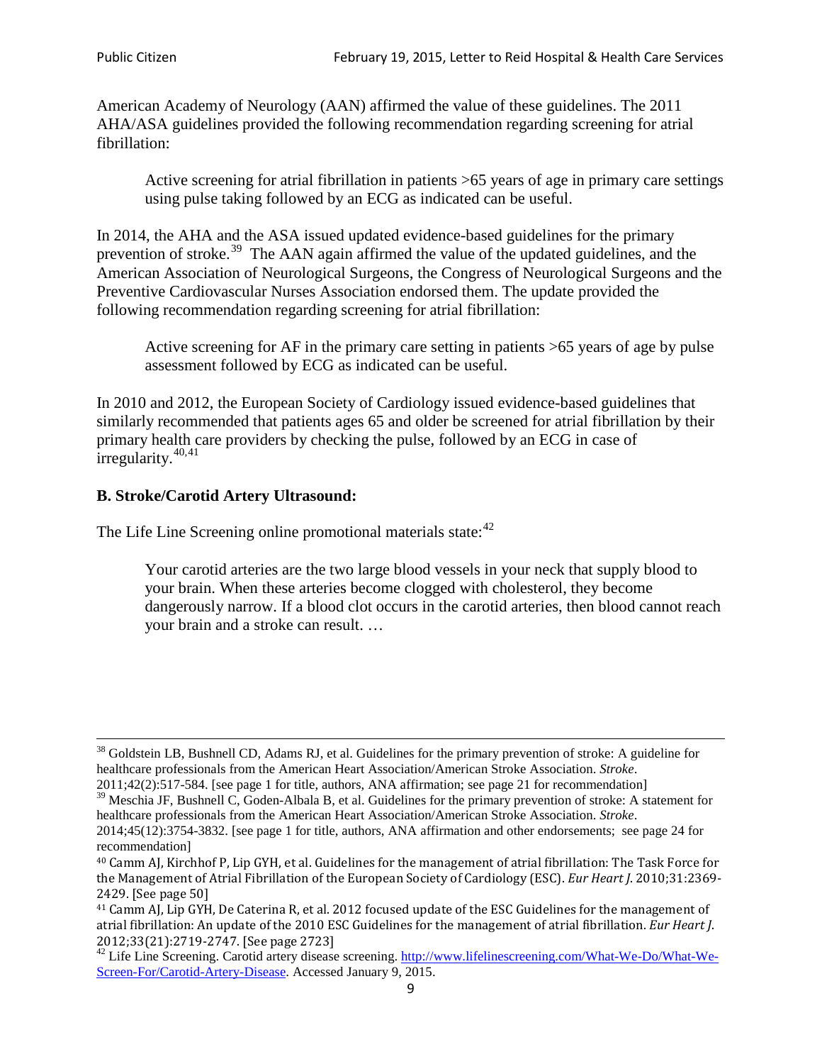American Academy of Neurology (AAN) affirmed the value of these guidelines. The 2011 AHA/ASA guidelines provided the following recommendation regarding screening for atrial fibrillation:

> Active screening for atrial fibrillation in patients >65 years of age in primary care settings using pulse taking followed by an ECG as indicated can be useful.

In 2014, the AHA and the ASA issued updated evidence-based guidelines for the primary prevention of stroke.[39] The AAN again affirmed the value of the updated guidelines, and the American Association of Neurological Surgeons, the Congress of Neurological Surgeons and the Preventive Cardiovascular Nurses Association endorsed them. The update provided the following recommendation regarding screening for atrial fibrillation:

> Active screening for AF in the primary care setting in patients >65 years of age by pulse assessment followed by ECG as indicated can be useful.

In 2010 and 2012, the European Society of Cardiology issued evidence-based guidelines that similarly recommended that patients ages 65 and older be screened for atrial fibrillation by their primary health care providers by checking the pulse, followed by an ECG in case of irregularity.[40,41]

**B. Stroke/Carotid Artery Ultrasound:**

The Life Line Screening online promotional materials state:[42]

> Your carotid arteries are the two large blood vessels in your neck that supply blood to your brain. When these arteries become clogged with cholesterol, they become dangerously narrow. If a blood clot occurs in the carotid arteries, then blood cannot reach your brain and a stroke can result. …

---

[38] Goldstein LB, Bushnell CD, Adams RJ, et al. Guidelines for the primary prevention of stroke: A guideline for healthcare professionals from the American Heart Association/American Stroke Association. *Stroke*. 2011;42(2):517-584. [see page 1 for title, authors, ANA affirmation; see page 21 for recommendation]

[39] Meschia JF, Bushnell C, Goden-Albala B, et al. Guidelines for the primary prevention of stroke: A statement for healthcare professionals from the American Heart Association/American Stroke Association. *Stroke*. 2014;45(12):3754-3832. [see page 1 for title, authors, ANA affirmation and other endorsements; see page 24 for recommendation]

[40] Camm AJ, Kirchhof P, Lip GYH, et al. Guidelines for the management of atrial fibrillation: The Task Force for the Management of Atrial Fibrillation of the European Society of Cardiology (ESC). *Eur Heart J.* 2010;31:2369-2429. [See page 50]

[41] Camm AJ, Lip GYH, De Caterina R, et al. 2012 focused update of the ESC Guidelines for the management of atrial fibrillation: An update of the 2010 ESC Guidelines for the management of atrial fibrillation. *Eur Heart J.* 2012;33(21):2719-2747. [See page 2723]

[42] Life Line Screening. Carotid artery disease screening. http://www.lifelinescreening.com/What-We-Do/What-We-Screen-For/Carotid-Artery-Disease. Accessed January 9, 2015.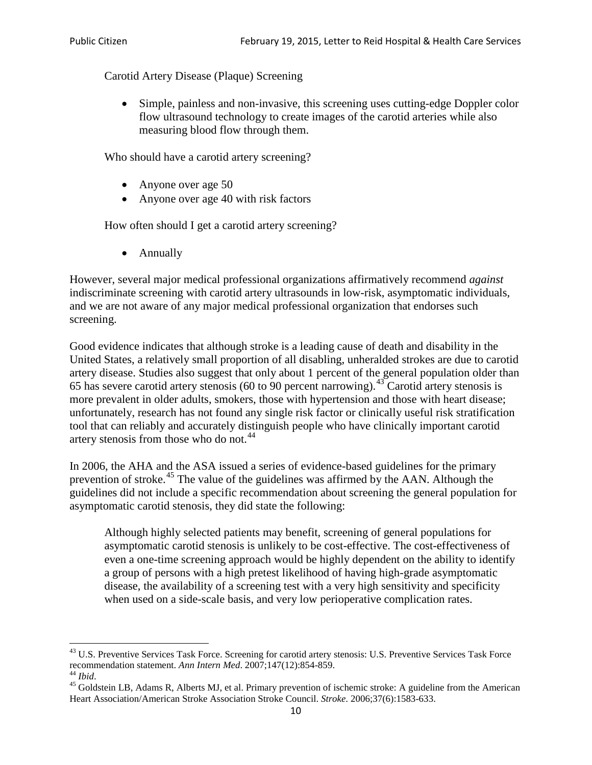Carotid Artery Disease (Plaque) Screening

- Simple, painless and non-invasive, this screening uses cutting-edge Doppler color flow ultrasound technology to create images of the carotid arteries while also measuring blood flow through them.

Who should have a carotid artery screening?

- Anyone over age 50
- Anyone over age 40 with risk factors

How often should I get a carotid artery screening?

- Annually

However, several major medical professional organizations affirmatively recommend *against* indiscriminate screening with carotid artery ultrasounds in low-risk, asymptomatic individuals, and we are not aware of any major medical professional organization that endorses such screening.

Good evidence indicates that although stroke is a leading cause of death and disability in the United States, a relatively small proportion of all disabling, unheralded strokes are due to carotid artery disease. Studies also suggest that only about 1 percent of the general population older than 65 has severe carotid artery stenosis (60 to 90 percent narrowing).[43] Carotid artery stenosis is more prevalent in older adults, smokers, those with hypertension and those with heart disease; unfortunately, research has not found any single risk factor or clinically useful risk stratification tool that can reliably and accurately distinguish people who have clinically important carotid artery stenosis from those who do not.[44]

In 2006, the AHA and the ASA issued a series of evidence-based guidelines for the primary prevention of stroke.[45] The value of the guidelines was affirmed by the AAN. Although the guidelines did not include a specific recommendation about screening the general population for asymptomatic carotid stenosis, they did state the following:

> Although highly selected patients may benefit, screening of general populations for asymptomatic carotid stenosis is unlikely to be cost-effective. The cost-effectiveness of even a one-time screening approach would be highly dependent on the ability to identify a group of persons with a high pretest likelihood of having high-grade asymptomatic disease, the availability of a screening test with a very high sensitivity and specificity when used on a side-scale basis, and very low perioperative complication rates.

---

[43] U.S. Preventive Services Task Force. Screening for carotid artery stenosis: U.S. Preventive Services Task Force recommendation statement. *Ann Intern Med*. 2007;147(12):854-859.

[44] *Ibid*.

[45] Goldstein LB, Adams R, Alberts MJ, et al. Primary prevention of ischemic stroke: A guideline from the American Heart Association/American Stroke Association Stroke Council. *Stroke*. 2006;37(6):1583-633.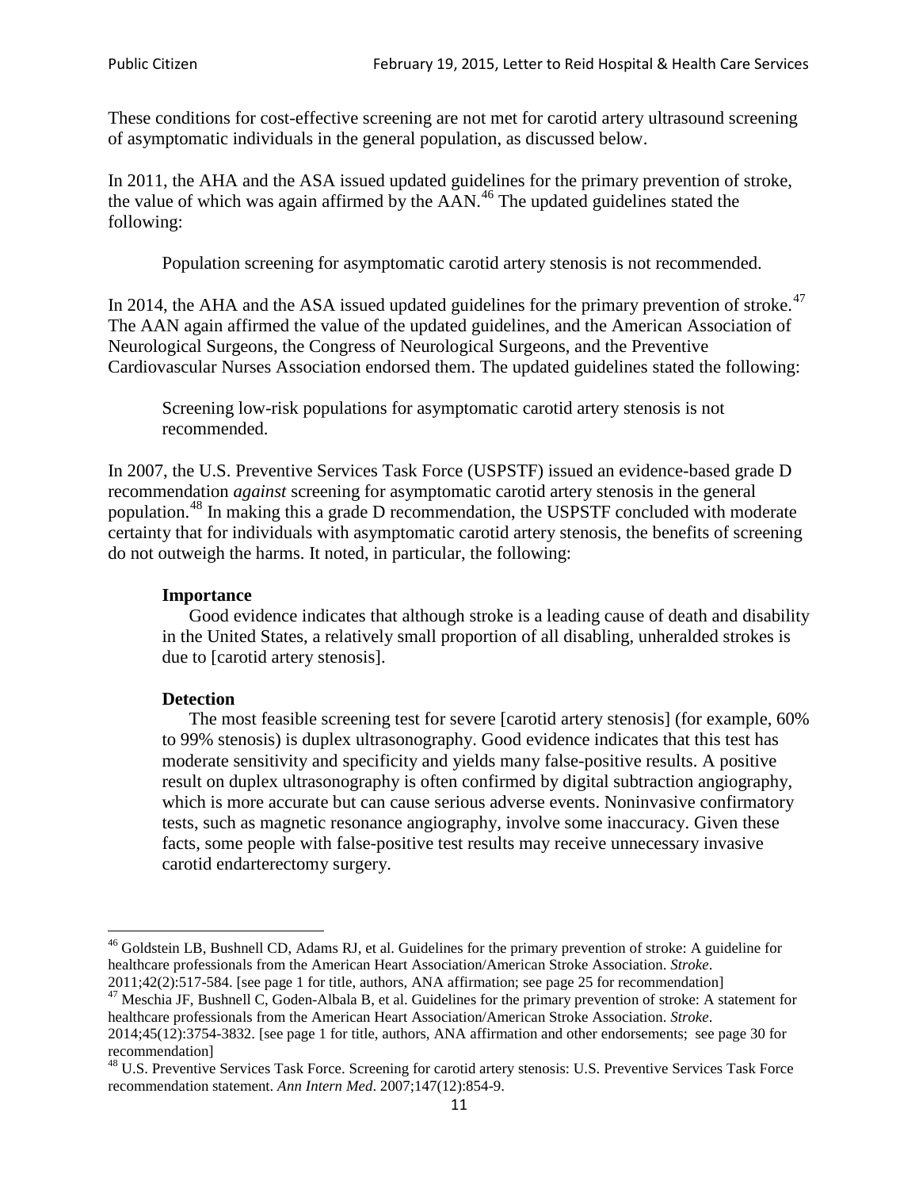These conditions for cost-effective screening are not met for carotid artery ultrasound screening of asymptomatic individuals in the general population, as discussed below.

In 2011, the AHA and the ASA issued updated guidelines for the primary prevention of stroke, the value of which was again affirmed by the AAN.[46] The updated guidelines stated the following:

> Population screening for asymptomatic carotid artery stenosis is not recommended.

In 2014, the AHA and the ASA issued updated guidelines for the primary prevention of stroke.[47] The AAN again affirmed the value of the updated guidelines, and the American Association of Neurological Surgeons, the Congress of Neurological Surgeons, and the Preventive Cardiovascular Nurses Association endorsed them. The updated guidelines stated the following:

> Screening low-risk populations for asymptomatic carotid artery stenosis is not recommended.

In 2007, the U.S. Preventive Services Task Force (USPSTF) issued an evidence-based grade D recommendation *against* screening for asymptomatic carotid artery stenosis in the general population.[48] In making this a grade D recommendation, the USPSTF concluded with moderate certainty that for individuals with asymptomatic carotid artery stenosis, the benefits of screening do not outweigh the harms. It noted, in particular, the following:

> **Importance**
>
> Good evidence indicates that although stroke is a leading cause of death and disability in the United States, a relatively small proportion of all disabling, unheralded strokes is due to [carotid artery stenosis].
>
> **Detection**
>
> The most feasible screening test for severe [carotid artery stenosis] (for example, 60% to 99% stenosis) is duplex ultrasonography. Good evidence indicates that this test has moderate sensitivity and specificity and yields many false-positive results. A positive result on duplex ultrasonography is often confirmed by digital subtraction angiography, which is more accurate but can cause serious adverse events. Noninvasive confirmatory tests, such as magnetic resonance angiography, involve some inaccuracy. Given these facts, some people with false-positive test results may receive unnecessary invasive carotid endarterectomy surgery.

---

[46] Goldstein LB, Bushnell CD, Adams RJ, et al. Guidelines for the primary prevention of stroke: A guideline for healthcare professionals from the American Heart Association/American Stroke Association. *Stroke*. 2011;42(2):517-584. [see page 1 for title, authors, ANA affirmation; see page 25 for recommendation]

[47] Meschia JF, Bushnell C, Goden-Albala B, et al. Guidelines for the primary prevention of stroke: A statement for healthcare professionals from the American Heart Association/American Stroke Association. *Stroke*. 2014;45(12):3754-3832. [see page 1 for title, authors, ANA affirmation and other endorsements; see page 30 for recommendation]

[48] U.S. Preventive Services Task Force. Screening for carotid artery stenosis: U.S. Preventive Services Task Force recommendation statement. *Ann Intern Med*. 2007;147(12):854-9.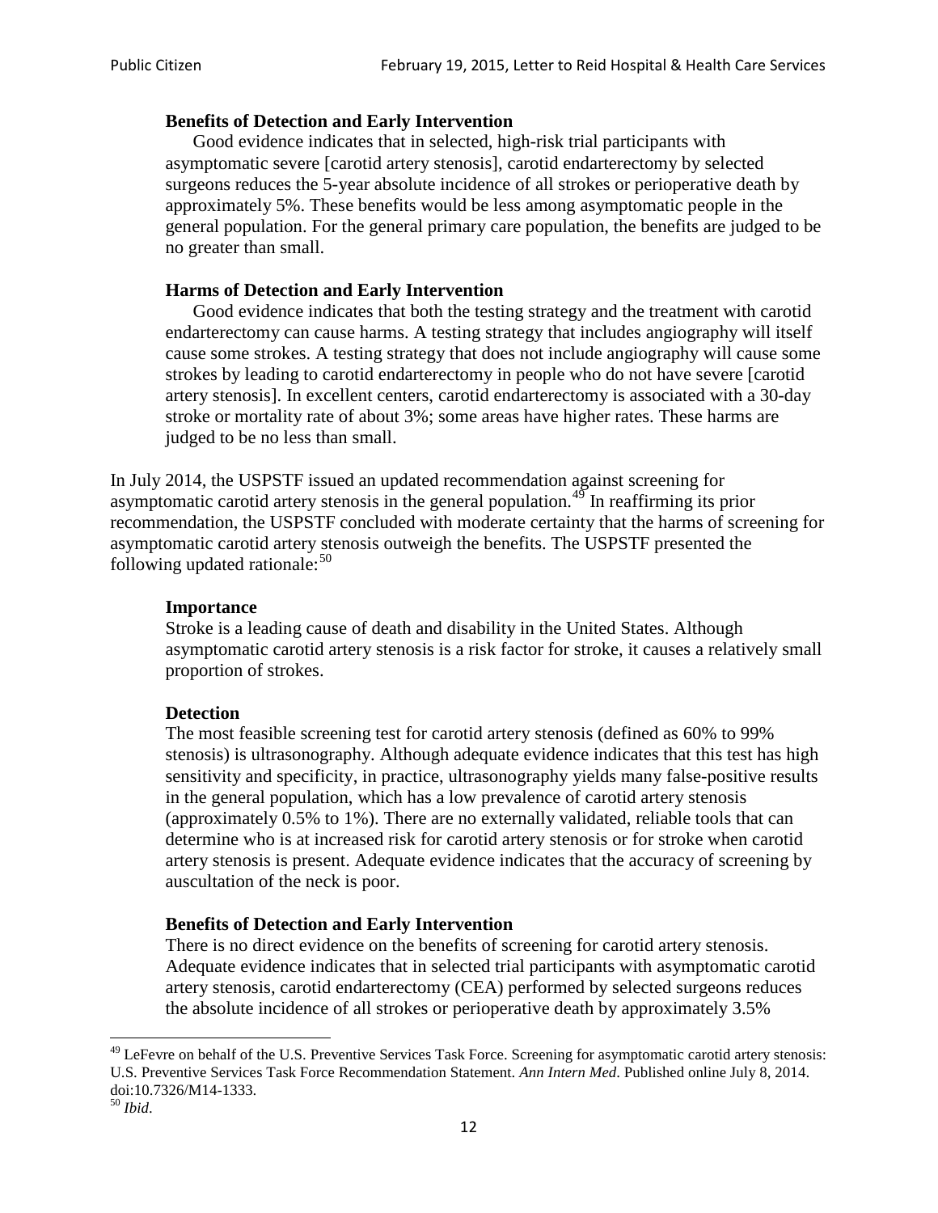> **Benefits of Detection and Early Intervention**
>
> Good evidence indicates that in selected, high-risk trial participants with asymptomatic severe [carotid artery stenosis], carotid endarterectomy by selected surgeons reduces the 5-year absolute incidence of all strokes or perioperative death by approximately 5%. These benefits would be less among asymptomatic people in the general population. For the general primary care population, the benefits are judged to be no greater than small.
>
> **Harms of Detection and Early Intervention**
>
> Good evidence indicates that both the testing strategy and the treatment with carotid endarterectomy can cause harms. A testing strategy that includes angiography will itself cause some strokes. A testing strategy that does not include angiography will cause some strokes by leading to carotid endarterectomy in people who do not have severe [carotid artery stenosis]. In excellent centers, carotid endarterectomy is associated with a 30-day stroke or mortality rate of about 3%; some areas have higher rates. These harms are judged to be no less than small.

In July 2014, the USPSTF issued an updated recommendation against screening for asymptomatic carotid artery stenosis in the general population.[49] In reaffirming its prior recommendation, the USPSTF concluded with moderate certainty that the harms of screening for asymptomatic carotid artery stenosis outweigh the benefits. The USPSTF presented the following updated rationale:[50]

> **Importance**
>
> Stroke is a leading cause of death and disability in the United States. Although asymptomatic carotid artery stenosis is a risk factor for stroke, it causes a relatively small proportion of strokes.
>
> **Detection**
>
> The most feasible screening test for carotid artery stenosis (defined as 60% to 99% stenosis) is ultrasonography. Although adequate evidence indicates that this test has high sensitivity and specificity, in practice, ultrasonography yields many false-positive results in the general population, which has a low prevalence of carotid artery stenosis (approximately 0.5% to 1%). There are no externally validated, reliable tools that can determine who is at increased risk for carotid artery stenosis or for stroke when carotid artery stenosis is present. Adequate evidence indicates that the accuracy of screening by auscultation of the neck is poor.
>
> **Benefits of Detection and Early Intervention**
>
> There is no direct evidence on the benefits of screening for carotid artery stenosis. Adequate evidence indicates that in selected trial participants with asymptomatic carotid artery stenosis, carotid endarterectomy (CEA) performed by selected surgeons reduces the absolute incidence of all strokes or perioperative death by approximately 3.5%

---

[49] LeFevre on behalf of the U.S. Preventive Services Task Force. Screening for asymptomatic carotid artery stenosis: U.S. Preventive Services Task Force Recommendation Statement. *Ann Intern Med*. Published online July 8, 2014. doi:10.7326/M14-1333.

[50] *Ibid*.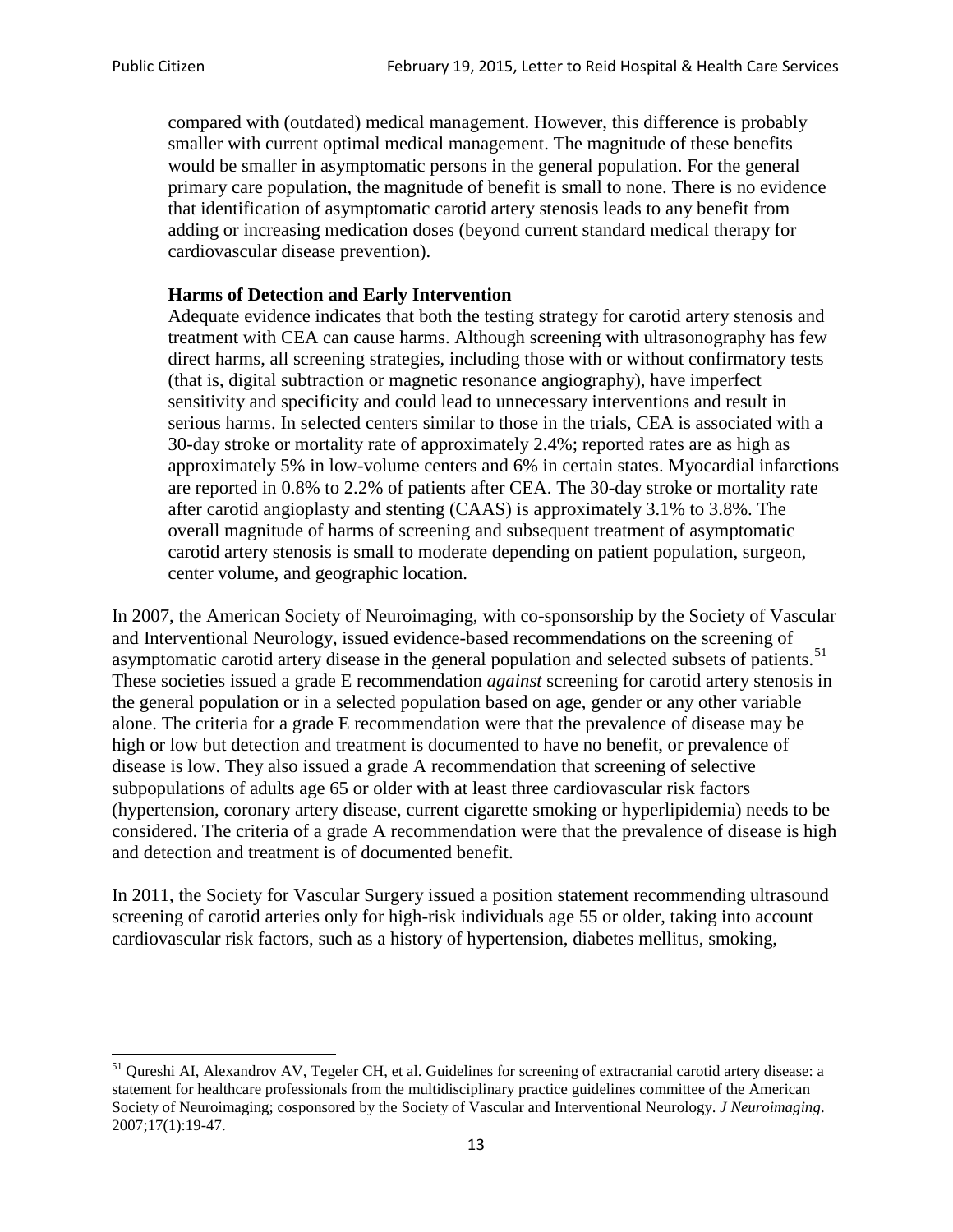> compared with (outdated) medical management. However, this difference is probably smaller with current optimal medical management. The magnitude of these benefits would be smaller in asymptomatic persons in the general population. For the general primary care population, the magnitude of benefit is small to none. There is no evidence that identification of asymptomatic carotid artery stenosis leads to any benefit from adding or increasing medication doses (beyond current standard medical therapy for cardiovascular disease prevention).
>
> **Harms of Detection and Early Intervention**
> Adequate evidence indicates that both the testing strategy for carotid artery stenosis and treatment with CEA can cause harms. Although screening with ultrasonography has few direct harms, all screening strategies, including those with or without confirmatory tests (that is, digital subtraction or magnetic resonance angiography), have imperfect sensitivity and specificity and could lead to unnecessary interventions and result in serious harms. In selected centers similar to those in the trials, CEA is associated with a 30-day stroke or mortality rate of approximately 2.4%; reported rates are as high as approximately 5% in low-volume centers and 6% in certain states. Myocardial infarctions are reported in 0.8% to 2.2% of patients after CEA. The 30-day stroke or mortality rate after carotid angioplasty and stenting (CAAS) is approximately 3.1% to 3.8%. The overall magnitude of harms of screening and subsequent treatment of asymptomatic carotid artery stenosis is small to moderate depending on patient population, surgeon, center volume, and geographic location.

In 2007, the American Society of Neuroimaging, with co-sponsorship by the Society of Vascular and Interventional Neurology, issued evidence-based recommendations on the screening of asymptomatic carotid artery disease in the general population and selected subsets of patients.[51] These societies issued a grade E recommendation *against* screening for carotid artery stenosis in the general population or in a selected population based on age, gender or any other variable alone. The criteria for a grade E recommendation were that the prevalence of disease may be high or low but detection and treatment is documented to have no benefit, or prevalence of disease is low. They also issued a grade A recommendation that screening of selective subpopulations of adults age 65 or older with at least three cardiovascular risk factors (hypertension, coronary artery disease, current cigarette smoking or hyperlipidemia) needs to be considered. The criteria of a grade A recommendation were that the prevalence of disease is high and detection and treatment is of documented benefit.

In 2011, the Society for Vascular Surgery issued a position statement recommending ultrasound screening of carotid arteries only for high-risk individuals age 55 or older, taking into account cardiovascular risk factors, such as a history of hypertension, diabetes mellitus, smoking,

---

[51] Qureshi AI, Alexandrov AV, Tegeler CH, et al. Guidelines for screening of extracranial carotid artery disease: a statement for healthcare professionals from the multidisciplinary practice guidelines committee of the American Society of Neuroimaging; cosponsored by the Society of Vascular and Interventional Neurology. *J Neuroimaging*. 2007;17(1):19-47.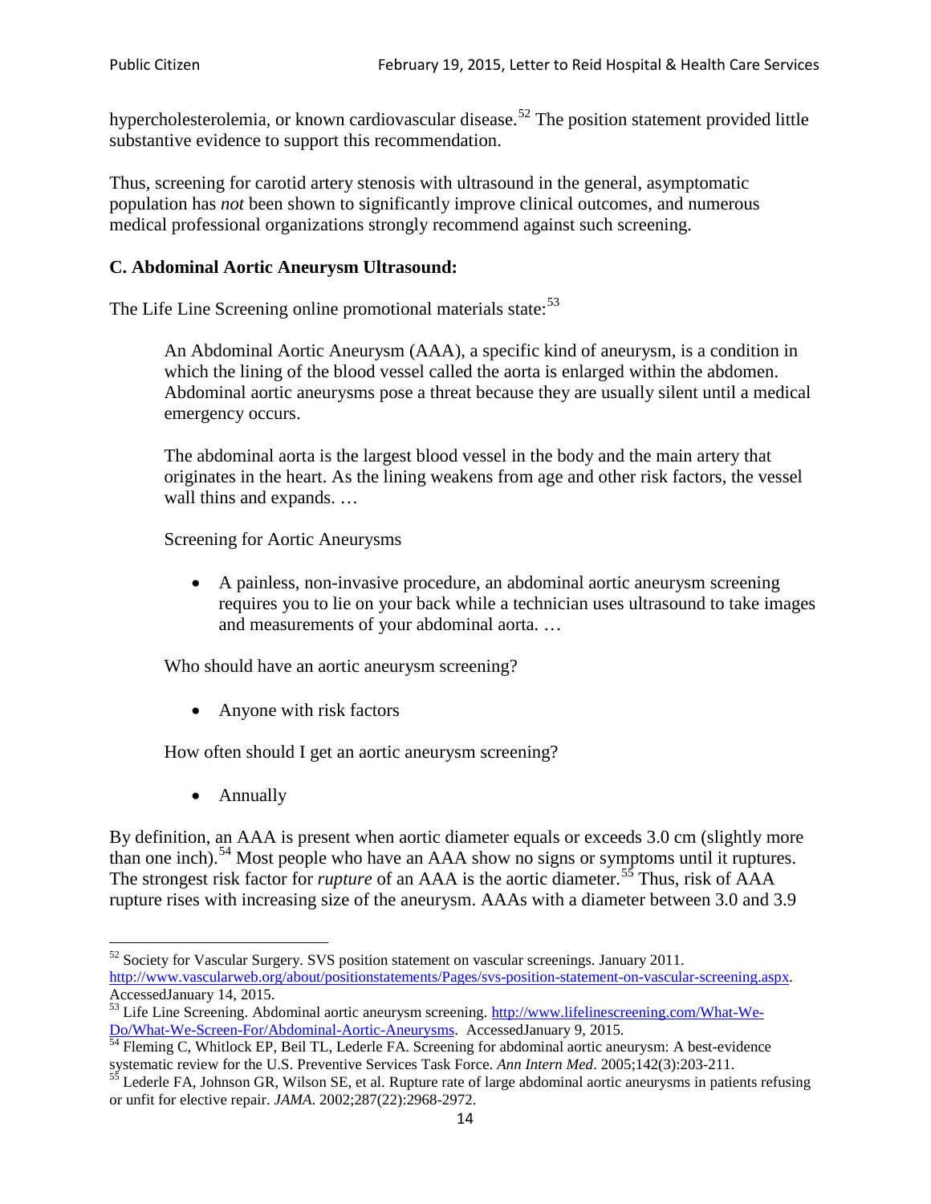hypercholesterolemia, or known cardiovascular disease.[52] The position statement provided little substantive evidence to support this recommendation.

Thus, screening for carotid artery stenosis with ultrasound in the general, asymptomatic population has *not* been shown to significantly improve clinical outcomes, and numerous medical professional organizations strongly recommend against such screening.

### C. Abdominal Aortic Aneurysm Ultrasound:

The Life Line Screening online promotional materials state:[53]

> An Abdominal Aortic Aneurysm (AAA), a specific kind of aneurysm, is a condition in which the lining of the blood vessel called the aorta is enlarged within the abdomen. Abdominal aortic aneurysms pose a threat because they are usually silent until a medical emergency occurs.
>
> The abdominal aorta is the largest blood vessel in the body and the main artery that originates in the heart. As the lining weakens from age and other risk factors, the vessel wall thins and expands. …
>
> Screening for Aortic Aneurysms
>
> - A painless, non-invasive procedure, an abdominal aortic aneurysm screening requires you to lie on your back while a technician uses ultrasound to take images and measurements of your abdominal aorta. …
>
> Who should have an aortic aneurysm screening?
>
> - Anyone with risk factors
>
> How often should I get an aortic aneurysm screening?
>
> - Annually

By definition, an AAA is present when aortic diameter equals or exceeds 3.0 cm (slightly more than one inch).[54] Most people who have an AAA show no signs or symptoms until it ruptures. The strongest risk factor for *rupture* of an AAA is the aortic diameter.[55] Thus, risk of AAA rupture rises with increasing size of the aneurysm. AAAs with a diameter between 3.0 and 3.9

---

[52] Society for Vascular Surgery. SVS position statement on vascular screenings. January 2011. http://www.vascularweb.org/about/positionstatements/Pages/svs-position-statement-on-vascular-screening.aspx. AccessedJanuary 14, 2015.

[53] Life Line Screening. Abdominal aortic aneurysm screening. http://www.lifelinescreening.com/What-We-Do/What-We-Screen-For/Abdominal-Aortic-Aneurysms. AccessedJanuary 9, 2015.

[54] Fleming C, Whitlock EP, Beil TL, Lederle FA. Screening for abdominal aortic aneurysm: A best-evidence systematic review for the U.S. Preventive Services Task Force. *Ann Intern Med*. 2005;142(3):203-211.

[55] Lederle FA, Johnson GR, Wilson SE, et al. Rupture rate of large abdominal aortic aneurysms in patients refusing or unfit for elective repair. *JAMA*. 2002;287(22):2968-2972.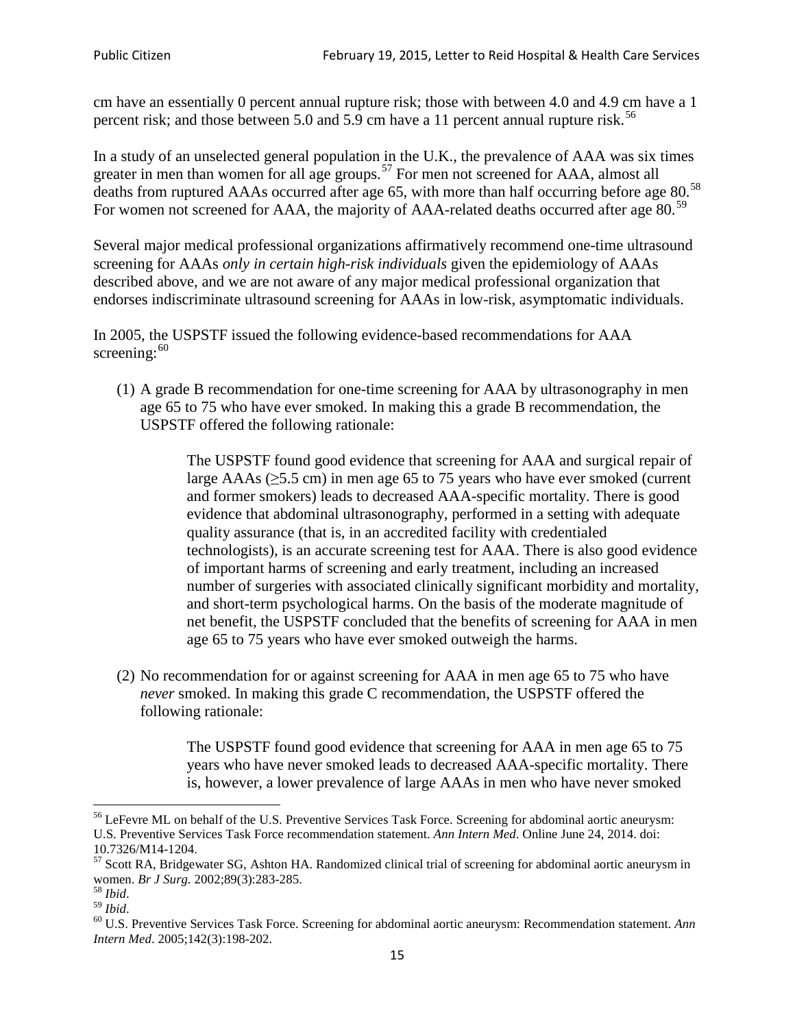cm have an essentially 0 percent annual rupture risk; those with between 4.0 and 4.9 cm have a 1 percent risk; and those between 5.0 and 5.9 cm have a 11 percent annual rupture risk.[56]

In a study of an unselected general population in the U.K., the prevalence of AAA was six times greater in men than women for all age groups.[57] For men not screened for AAA, almost all deaths from ruptured AAAs occurred after age 65, with more than half occurring before age 80.[58] For women not screened for AAA, the majority of AAA-related deaths occurred after age 80.[59]

Several major medical professional organizations affirmatively recommend one-time ultrasound screening for AAAs *only in certain high-risk individuals* given the epidemiology of AAAs described above, and we are not aware of any major medical professional organization that endorses indiscriminate ultrasound screening for AAAs in low-risk, asymptomatic individuals.

In 2005, the USPSTF issued the following evidence-based recommendations for AAA screening:[60]

(1) A grade B recommendation for one-time screening for AAA by ultrasonography in men age 65 to 75 who have ever smoked. In making this a grade B recommendation, the USPSTF offered the following rationale:

> The USPSTF found good evidence that screening for AAA and surgical repair of large AAAs (≥5.5 cm) in men age 65 to 75 years who have ever smoked (current and former smokers) leads to decreased AAA-specific mortality. There is good evidence that abdominal ultrasonography, performed in a setting with adequate quality assurance (that is, in an accredited facility with credentialed technologists), is an accurate screening test for AAA. There is also good evidence of important harms of screening and early treatment, including an increased number of surgeries with associated clinically significant morbidity and mortality, and short-term psychological harms. On the basis of the moderate magnitude of net benefit, the USPSTF concluded that the benefits of screening for AAA in men age 65 to 75 years who have ever smoked outweigh the harms.

(2) No recommendation for or against screening for AAA in men age 65 to 75 who have *never* smoked. In making this grade C recommendation, the USPSTF offered the following rationale:

> The USPSTF found good evidence that screening for AAA in men age 65 to 75 years who have never smoked leads to decreased AAA-specific mortality. There is, however, a lower prevalence of large AAAs in men who have never smoked

---

[56] LeFevre ML on behalf of the U.S. Preventive Services Task Force. Screening for abdominal aortic aneurysm: U.S. Preventive Services Task Force recommendation statement. *Ann Intern Med*. Online June 24, 2014. doi: 10.7326/M14-1204.

[57] Scott RA, Bridgewater SG, Ashton HA. Randomized clinical trial of screening for abdominal aortic aneurysm in women. *Br J Surg.* 2002;89(3):283-285.

[58] *Ibid*.

[59] *Ibid*.

[60] U.S. Preventive Services Task Force. Screening for abdominal aortic aneurysm: Recommendation statement. *Ann Intern Med*. 2005;142(3):198-202.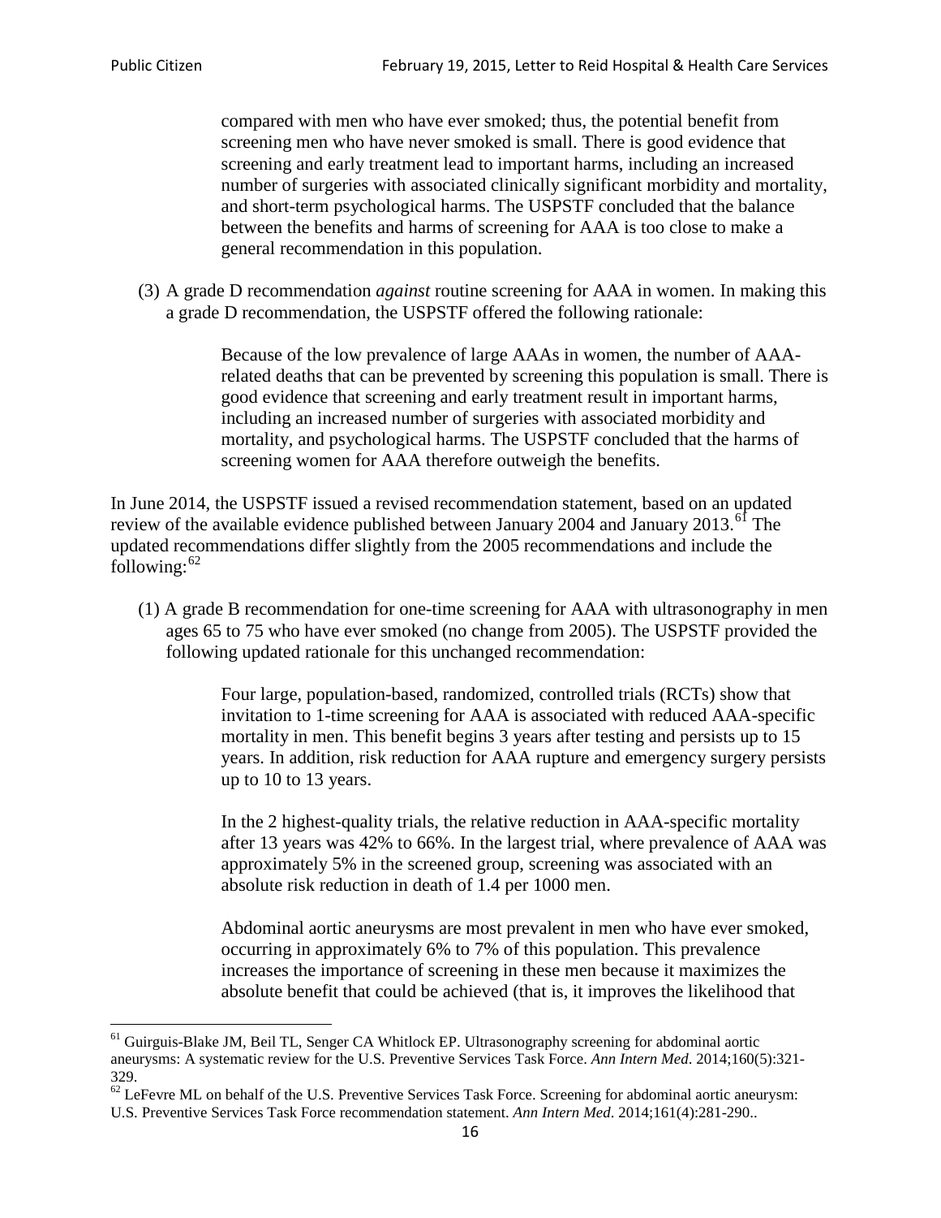compared with men who have ever smoked; thus, the potential benefit from screening men who have never smoked is small. There is good evidence that screening and early treatment lead to important harms, including an increased number of surgeries with associated clinically significant morbidity and mortality, and short-term psychological harms. The USPSTF concluded that the balance between the benefits and harms of screening for AAA is too close to make a general recommendation in this population.

(3) A grade D recommendation *against* routine screening for AAA in women. In making this a grade D recommendation, the USPSTF offered the following rationale:

> Because of the low prevalence of large AAAs in women, the number of AAA-related deaths that can be prevented by screening this population is small. There is good evidence that screening and early treatment result in important harms, including an increased number of surgeries with associated morbidity and mortality, and psychological harms. The USPSTF concluded that the harms of screening women for AAA therefore outweigh the benefits.

In June 2014, the USPSTF issued a revised recommendation statement, based on an updated review of the available evidence published between January 2004 and January 2013.[61] The updated recommendations differ slightly from the 2005 recommendations and include the following:[62]

(1) A grade B recommendation for one-time screening for AAA with ultrasonography in men ages 65 to 75 who have ever smoked (no change from 2005). The USPSTF provided the following updated rationale for this unchanged recommendation:

> Four large, population-based, randomized, controlled trials (RCTs) show that invitation to 1-time screening for AAA is associated with reduced AAA-specific mortality in men. This benefit begins 3 years after testing and persists up to 15 years. In addition, risk reduction for AAA rupture and emergency surgery persists up to 10 to 13 years.
>
> In the 2 highest-quality trials, the relative reduction in AAA-specific mortality after 13 years was 42% to 66%. In the largest trial, where prevalence of AAA was approximately 5% in the screened group, screening was associated with an absolute risk reduction in death of 1.4 per 1000 men.
>
> Abdominal aortic aneurysms are most prevalent in men who have ever smoked, occurring in approximately 6% to 7% of this population. This prevalence increases the importance of screening in these men because it maximizes the absolute benefit that could be achieved (that is, it improves the likelihood that

---

[61] Guirguis-Blake JM, Beil TL, Senger CA Whitlock EP. Ultrasonography screening for abdominal aortic aneurysms: A systematic review for the U.S. Preventive Services Task Force. *Ann Intern Med*. 2014;160(5):321-329.

[62] LeFevre ML on behalf of the U.S. Preventive Services Task Force. Screening for abdominal aortic aneurysm: U.S. Preventive Services Task Force recommendation statement. *Ann Intern Med*. 2014;161(4):281-290..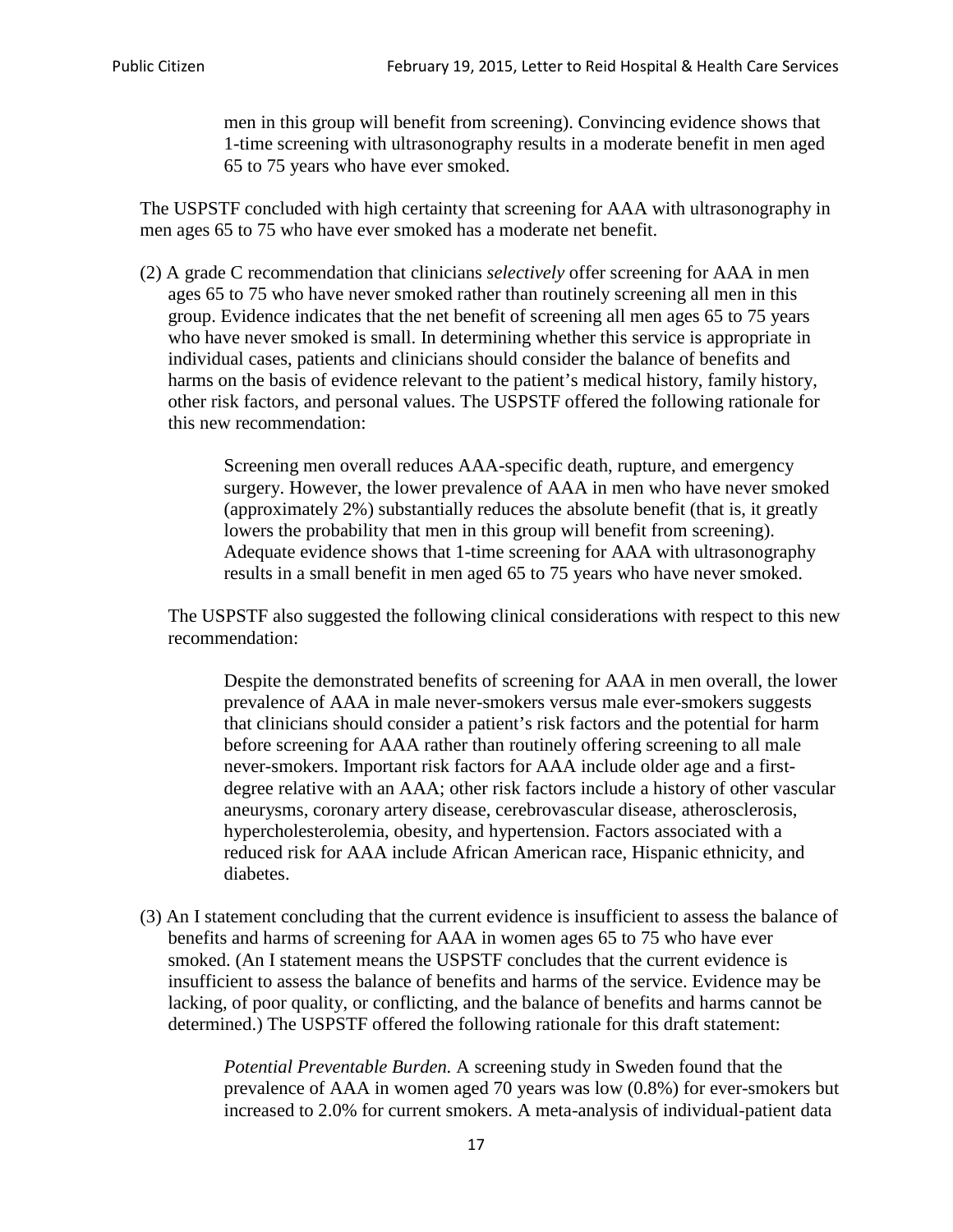> men in this group will benefit from screening). Convincing evidence shows that 1-time screening with ultrasonography results in a moderate benefit in men aged 65 to 75 years who have ever smoked.

The USPSTF concluded with high certainty that screening for AAA with ultrasonography in men ages 65 to 75 who have ever smoked has a moderate net benefit.

(2) A grade C recommendation that clinicians *selectively* offer screening for AAA in men ages 65 to 75 who have never smoked rather than routinely screening all men in this group. Evidence indicates that the net benefit of screening all men ages 65 to 75 years who have never smoked is small. In determining whether this service is appropriate in individual cases, patients and clinicians should consider the balance of benefits and harms on the basis of evidence relevant to the patient's medical history, family history, other risk factors, and personal values. The USPSTF offered the following rationale for this new recommendation:

> Screening men overall reduces AAA-specific death, rupture, and emergency surgery. However, the lower prevalence of AAA in men who have never smoked (approximately 2%) substantially reduces the absolute benefit (that is, it greatly lowers the probability that men in this group will benefit from screening). Adequate evidence shows that 1-time screening for AAA with ultrasonography results in a small benefit in men aged 65 to 75 years who have never smoked.

The USPSTF also suggested the following clinical considerations with respect to this new recommendation:

> Despite the demonstrated benefits of screening for AAA in men overall, the lower prevalence of AAA in male never-smokers versus male ever-smokers suggests that clinicians should consider a patient's risk factors and the potential for harm before screening for AAA rather than routinely offering screening to all male never-smokers. Important risk factors for AAA include older age and a first-degree relative with an AAA; other risk factors include a history of other vascular aneurysms, coronary artery disease, cerebrovascular disease, atherosclerosis, hypercholesterolemia, obesity, and hypertension. Factors associated with a reduced risk for AAA include African American race, Hispanic ethnicity, and diabetes.

(3) An I statement concluding that the current evidence is insufficient to assess the balance of benefits and harms of screening for AAA in women ages 65 to 75 who have ever smoked. (An I statement means the USPSTF concludes that the current evidence is insufficient to assess the balance of benefits and harms of the service. Evidence may be lacking, of poor quality, or conflicting, and the balance of benefits and harms cannot be determined.) The USPSTF offered the following rationale for this draft statement:

> *Potential Preventable Burden.* A screening study in Sweden found that the prevalence of AAA in women aged 70 years was low (0.8%) for ever-smokers but increased to 2.0% for current smokers. A meta-analysis of individual-patient data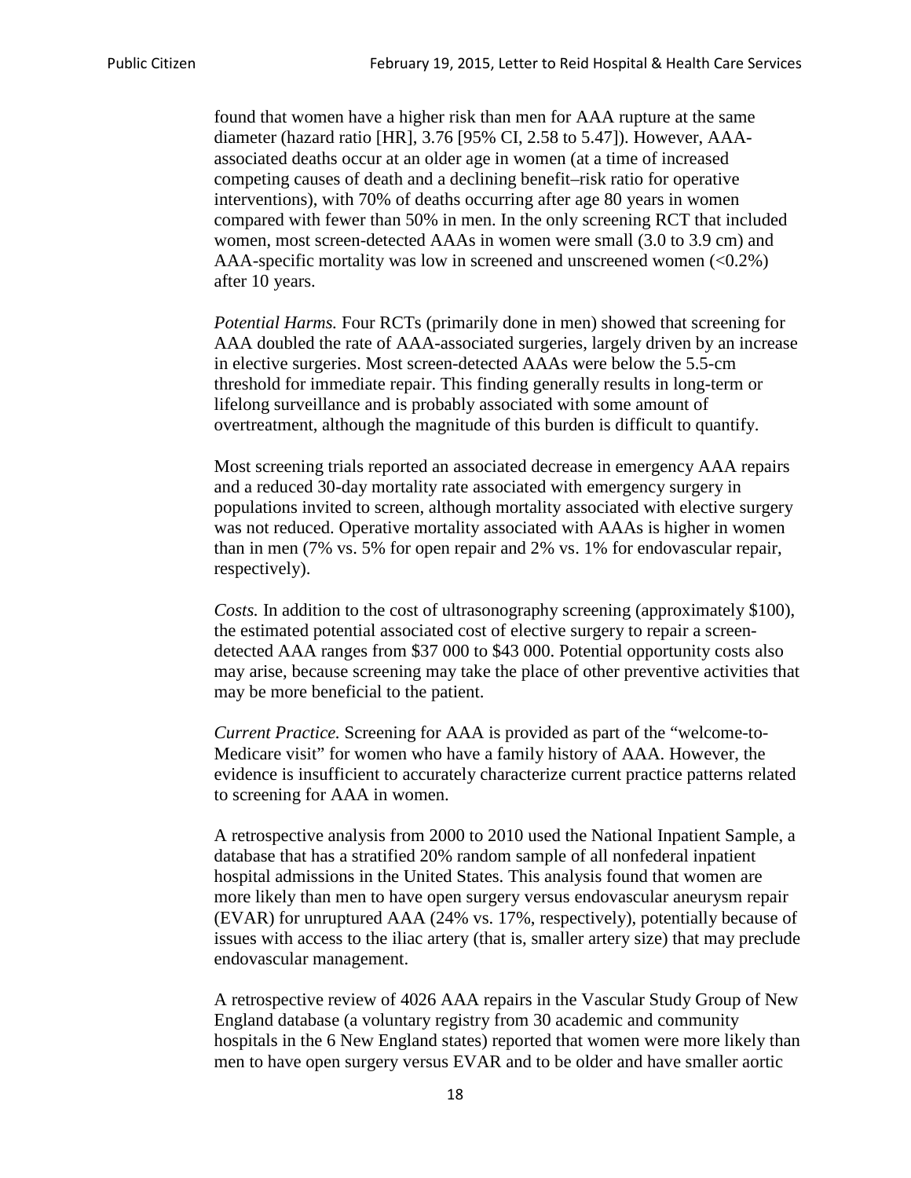found that women have a higher risk than men for AAA rupture at the same diameter (hazard ratio [HR], 3.76 [95% CI, 2.58 to 5.47]). However, AAA-associated deaths occur at an older age in women (at a time of increased competing causes of death and a declining benefit–risk ratio for operative interventions), with 70% of deaths occurring after age 80 years in women compared with fewer than 50% in men. In the only screening RCT that included women, most screen-detected AAAs in women were small (3.0 to 3.9 cm) and AAA-specific mortality was low in screened and unscreened women (<0.2%) after 10 years.

*Potential Harms.* Four RCTs (primarily done in men) showed that screening for AAA doubled the rate of AAA-associated surgeries, largely driven by an increase in elective surgeries. Most screen-detected AAAs were below the 5.5-cm threshold for immediate repair. This finding generally results in long-term or lifelong surveillance and is probably associated with some amount of overtreatment, although the magnitude of this burden is difficult to quantify.

Most screening trials reported an associated decrease in emergency AAA repairs and a reduced 30-day mortality rate associated with emergency surgery in populations invited to screen, although mortality associated with elective surgery was not reduced. Operative mortality associated with AAAs is higher in women than in men (7% vs. 5% for open repair and 2% vs. 1% for endovascular repair, respectively).

*Costs.* In addition to the cost of ultrasonography screening (approximately $100), the estimated potential associated cost of elective surgery to repair a screen-detected AAA ranges from $37 000 to $43 000. Potential opportunity costs also may arise, because screening may take the place of other preventive activities that may be more beneficial to the patient.

*Current Practice.* Screening for AAA is provided as part of the "welcome-to-Medicare visit" for women who have a family history of AAA. However, the evidence is insufficient to accurately characterize current practice patterns related to screening for AAA in women.

A retrospective analysis from 2000 to 2010 used the National Inpatient Sample, a database that has a stratified 20% random sample of all nonfederal inpatient hospital admissions in the United States. This analysis found that women are more likely than men to have open surgery versus endovascular aneurysm repair (EVAR) for unruptured AAA (24% vs. 17%, respectively), potentially because of issues with access to the iliac artery (that is, smaller artery size) that may preclude endovascular management.

A retrospective review of 4026 AAA repairs in the Vascular Study Group of New England database (a voluntary registry from 30 academic and community hospitals in the 6 New England states) reported that women were more likely than men to have open surgery versus EVAR and to be older and have smaller aortic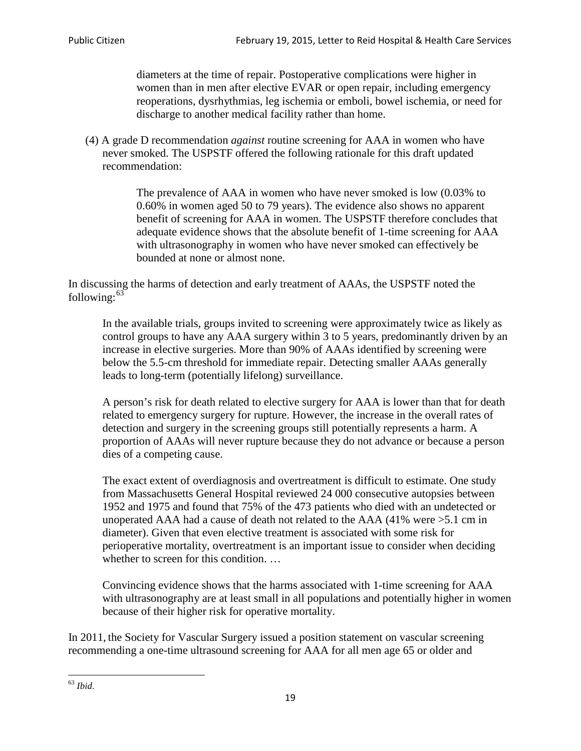> diameters at the time of repair. Postoperative complications were higher in women than in men after elective EVAR or open repair, including emergency reoperations, dysrhythmias, leg ischemia or emboli, bowel ischemia, or need for discharge to another medical facility rather than home.

(4) A grade D recommendation *against* routine screening for AAA in women who have never smoked. The USPSTF offered the following rationale for this draft updated recommendation:

> The prevalence of AAA in women who have never smoked is low (0.03% to 0.60% in women aged 50 to 79 years). The evidence also shows no apparent benefit of screening for AAA in women. The USPSTF therefore concludes that adequate evidence shows that the absolute benefit of 1-time screening for AAA with ultrasonography in women who have never smoked can effectively be bounded at none or almost none.

In discussing the harms of detection and early treatment of AAAs, the USPSTF noted the following:[63]

> In the available trials, groups invited to screening were approximately twice as likely as control groups to have any AAA surgery within 3 to 5 years, predominantly driven by an increase in elective surgeries. More than 90% of AAAs identified by screening were below the 5.5-cm threshold for immediate repair. Detecting smaller AAAs generally leads to long-term (potentially lifelong) surveillance.
>
> A person's risk for death related to elective surgery for AAA is lower than that for death related to emergency surgery for rupture. However, the increase in the overall rates of detection and surgery in the screening groups still potentially represents a harm. A proportion of AAAs will never rupture because they do not advance or because a person dies of a competing cause.
>
> The exact extent of overdiagnosis and overtreatment is difficult to estimate. One study from Massachusetts General Hospital reviewed 24 000 consecutive autopsies between 1952 and 1975 and found that 75% of the 473 patients who died with an undetected or unoperated AAA had a cause of death not related to the AAA (41% were >5.1 cm in diameter). Given that even elective treatment is associated with some risk for perioperative mortality, overtreatment is an important issue to consider when deciding whether to screen for this condition. …
>
> Convincing evidence shows that the harms associated with 1-time screening for AAA with ultrasonography are at least small in all populations and potentially higher in women because of their higher risk for operative mortality.

In 2011, the Society for Vascular Surgery issued a position statement on vascular screening recommending a one-time ultrasound screening for AAA for all men age 65 or older and

[63] *Ibid*.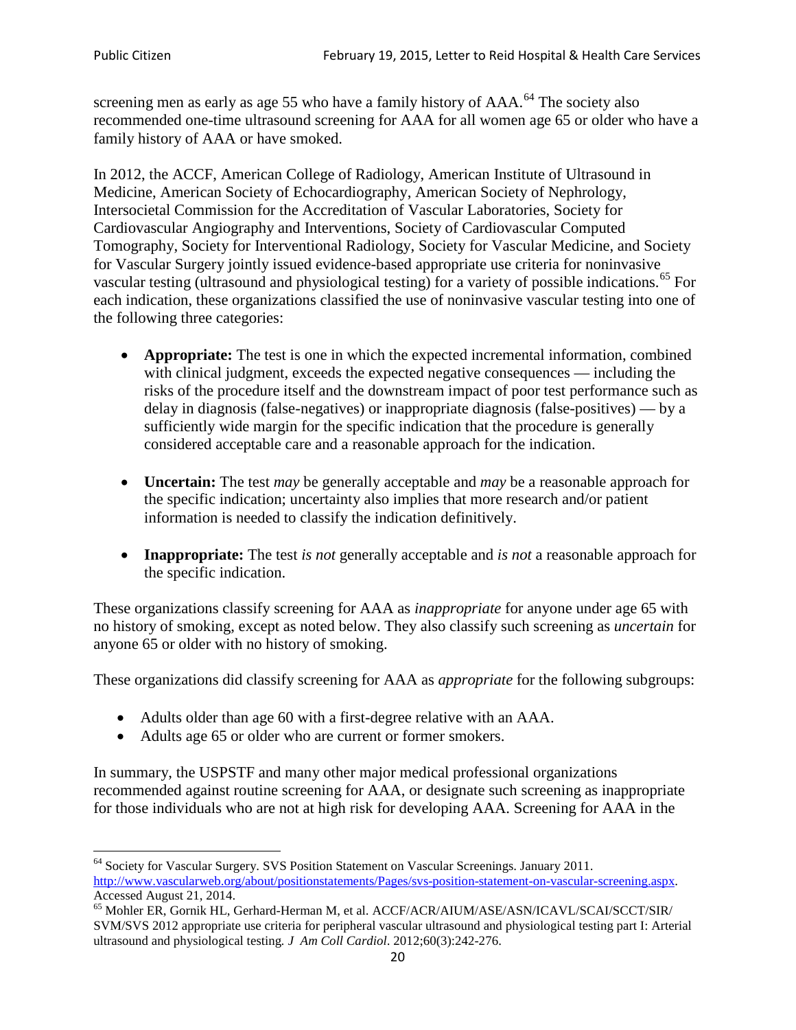screening men as early as age 55 who have a family history of AAA.[64] The society also recommended one-time ultrasound screening for AAA for all women age 65 or older who have a family history of AAA or have smoked.

In 2012, the ACCF, American College of Radiology, American Institute of Ultrasound in Medicine, American Society of Echocardiography, American Society of Nephrology, Intersocietal Commission for the Accreditation of Vascular Laboratories, Society for Cardiovascular Angiography and Interventions, Society of Cardiovascular Computed Tomography, Society for Interventional Radiology, Society for Vascular Medicine, and Society for Vascular Surgery jointly issued evidence-based appropriate use criteria for noninvasive vascular testing (ultrasound and physiological testing) for a variety of possible indications.[65] For each indication, these organizations classified the use of noninvasive vascular testing into one of the following three categories:

- **Appropriate:** The test is one in which the expected incremental information, combined with clinical judgment, exceeds the expected negative consequences — including the risks of the procedure itself and the downstream impact of poor test performance such as delay in diagnosis (false-negatives) or inappropriate diagnosis (false-positives) — by a sufficiently wide margin for the specific indication that the procedure is generally considered acceptable care and a reasonable approach for the indication.

- **Uncertain:** The test *may* be generally acceptable and *may* be a reasonable approach for the specific indication; uncertainty also implies that more research and/or patient information is needed to classify the indication definitively.

- **Inappropriate:** The test *is not* generally acceptable and *is not* a reasonable approach for the specific indication.

These organizations classify screening for AAA as *inappropriate* for anyone under age 65 with no history of smoking, except as noted below. They also classify such screening as *uncertain* for anyone 65 or older with no history of smoking.

These organizations did classify screening for AAA as *appropriate* for the following subgroups:

- Adults older than age 60 with a first-degree relative with an AAA.
- Adults age 65 or older who are current or former smokers.

In summary, the USPSTF and many other major medical professional organizations recommended against routine screening for AAA, or designate such screening as inappropriate for those individuals who are not at high risk for developing AAA. Screening for AAA in the

---

[64] Society for Vascular Surgery. SVS Position Statement on Vascular Screenings. January 2011. http://www.vascularweb.org/about/positionstatements/Pages/svs-position-statement-on-vascular-screening.aspx. Accessed August 21, 2014.

[65] Mohler ER, Gornik HL, Gerhard-Herman M, et al. ACCF/ACR/AIUM/ASE/ASN/ICAVL/SCAI/SCCT/SIR/ SVM/SVS 2012 appropriate use criteria for peripheral vascular ultrasound and physiological testing part I: Arterial ultrasound and physiological testing. *J Am Coll Cardiol*. 2012;60(3):242-276.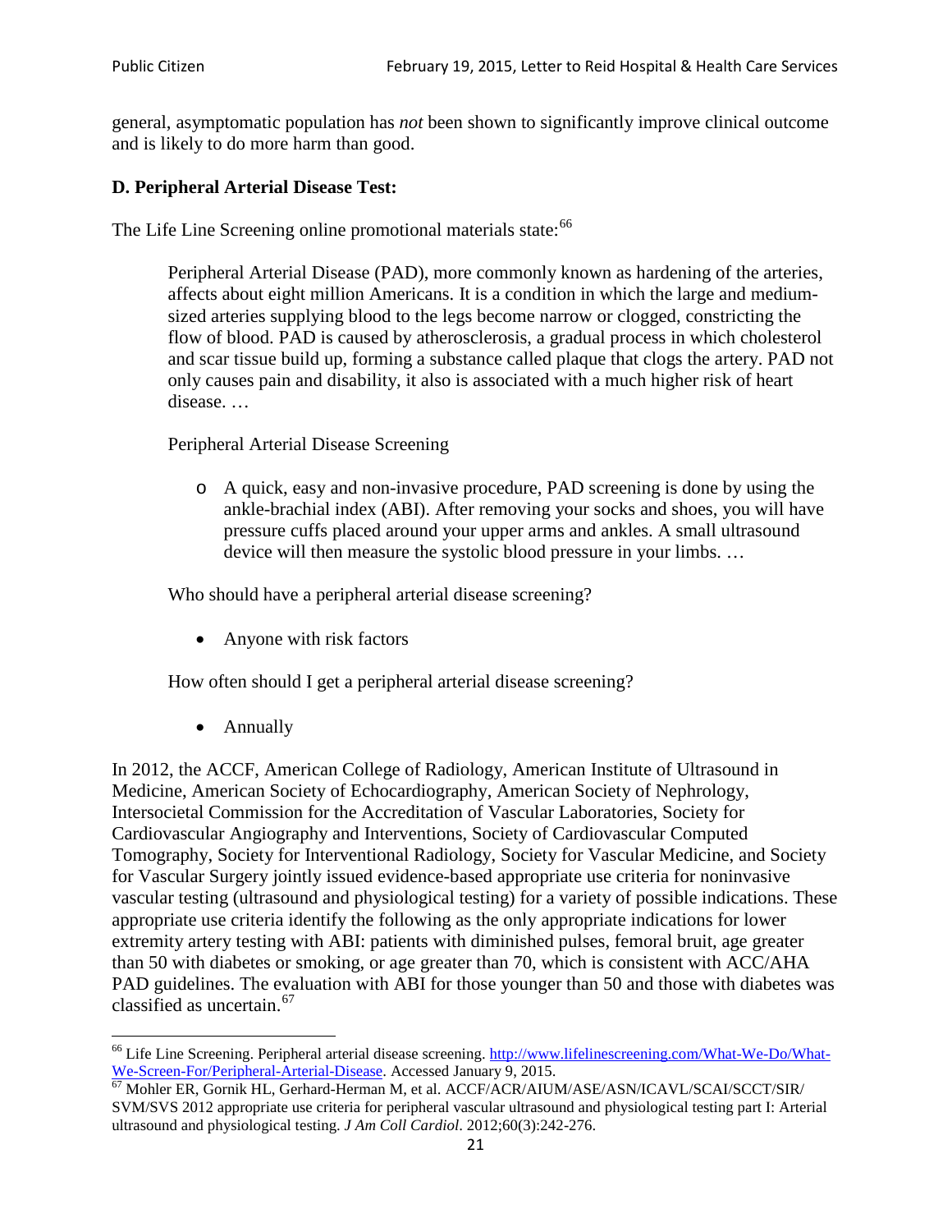general, asymptomatic population has *not* been shown to significantly improve clinical outcome and is likely to do more harm than good.

### D. Peripheral Arterial Disease Test:

The Life Line Screening online promotional materials state:[66]

> Peripheral Arterial Disease (PAD), more commonly known as hardening of the arteries, affects about eight million Americans. It is a condition in which the large and medium-sized arteries supplying blood to the legs become narrow or clogged, constricting the flow of blood. PAD is caused by atherosclerosis, a gradual process in which cholesterol and scar tissue build up, forming a substance called plaque that clogs the artery. PAD not only causes pain and disability, it also is associated with a much higher risk of heart disease. …
>
> Peripheral Arterial Disease Screening
>
> - A quick, easy and non-invasive procedure, PAD screening is done by using the ankle-brachial index (ABI). After removing your socks and shoes, you will have pressure cuffs placed around your upper arms and ankles. A small ultrasound device will then measure the systolic blood pressure in your limbs. …
>
> Who should have a peripheral arterial disease screening?
>
> - Anyone with risk factors
>
> How often should I get a peripheral arterial disease screening?
>
> - Annually

In 2012, the ACCF, American College of Radiology, American Institute of Ultrasound in Medicine, American Society of Echocardiography, American Society of Nephrology, Intersocietal Commission for the Accreditation of Vascular Laboratories, Society for Cardiovascular Angiography and Interventions, Society of Cardiovascular Computed Tomography, Society for Interventional Radiology, Society for Vascular Medicine, and Society for Vascular Surgery jointly issued evidence-based appropriate use criteria for noninvasive vascular testing (ultrasound and physiological testing) for a variety of possible indications. These appropriate use criteria identify the following as the only appropriate indications for lower extremity artery testing with ABI: patients with diminished pulses, femoral bruit, age greater than 50 with diabetes or smoking, or age greater than 70, which is consistent with ACC/AHA PAD guidelines. The evaluation with ABI for those younger than 50 and those with diabetes was classified as uncertain.[67]

---

[66] Life Line Screening. Peripheral arterial disease screening. http://www.lifelinescreening.com/What-We-Do/What-We-Screen-For/Peripheral-Arterial-Disease. Accessed January 9, 2015.

[67] Mohler ER, Gornik HL, Gerhard-Herman M, et al. ACCF/ACR/AIUM/ASE/ASN/ICAVL/SCAI/SCCT/SIR/SVM/SVS 2012 appropriate use criteria for peripheral vascular ultrasound and physiological testing part I: Arterial ultrasound and physiological testing. *J Am Coll Cardiol*. 2012;60(3):242-276.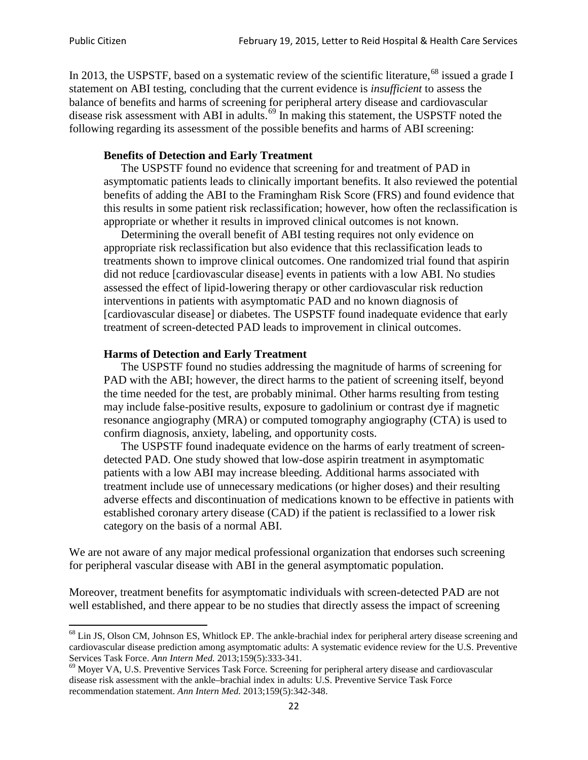In 2013, the USPSTF, based on a systematic review of the scientific literature,[68] issued a grade I statement on ABI testing, concluding that the current evidence is *insufficient* to assess the balance of benefits and harms of screening for peripheral artery disease and cardiovascular disease risk assessment with ABI in adults.[69] In making this statement, the USPSTF noted the following regarding its assessment of the possible benefits and harms of ABI screening:

> **Benefits of Detection and Early Treatment**
>
> The USPSTF found no evidence that screening for and treatment of PAD in asymptomatic patients leads to clinically important benefits. It also reviewed the potential benefits of adding the ABI to the Framingham Risk Score (FRS) and found evidence that this results in some patient risk reclassification; however, how often the reclassification is appropriate or whether it results in improved clinical outcomes is not known.
>
> Determining the overall benefit of ABI testing requires not only evidence on appropriate risk reclassification but also evidence that this reclassification leads to treatments shown to improve clinical outcomes. One randomized trial found that aspirin did not reduce [cardiovascular disease] events in patients with a low ABI. No studies assessed the effect of lipid-lowering therapy or other cardiovascular risk reduction interventions in patients with asymptomatic PAD and no known diagnosis of [cardiovascular disease] or diabetes. The USPSTF found inadequate evidence that early treatment of screen-detected PAD leads to improvement in clinical outcomes.
>
> **Harms of Detection and Early Treatment**
>
> The USPSTF found no studies addressing the magnitude of harms of screening for PAD with the ABI; however, the direct harms to the patient of screening itself, beyond the time needed for the test, are probably minimal. Other harms resulting from testing may include false-positive results, exposure to gadolinium or contrast dye if magnetic resonance angiography (MRA) or computed tomography angiography (CTA) is used to confirm diagnosis, anxiety, labeling, and opportunity costs.
>
> The USPSTF found inadequate evidence on the harms of early treatment of screen-detected PAD. One study showed that low-dose aspirin treatment in asymptomatic patients with a low ABI may increase bleeding. Additional harms associated with treatment include use of unnecessary medications (or higher doses) and their resulting adverse effects and discontinuation of medications known to be effective in patients with established coronary artery disease (CAD) if the patient is reclassified to a lower risk category on the basis of a normal ABI.

We are not aware of any major medical professional organization that endorses such screening for peripheral vascular disease with ABI in the general asymptomatic population.

Moreover, treatment benefits for asymptomatic individuals with screen-detected PAD are not well established, and there appear to be no studies that directly assess the impact of screening

---

[68] Lin JS, Olson CM, Johnson ES, Whitlock EP. The ankle-brachial index for peripheral artery disease screening and cardiovascular disease prediction among asymptomatic adults: A systematic evidence review for the U.S. Preventive Services Task Force. *Ann Intern Med.* 2013;159(5):333-341.

[69] Moyer VA, U.S. Preventive Services Task Force. Screening for peripheral artery disease and cardiovascular disease risk assessment with the ankle–brachial index in adults: U.S. Preventive Service Task Force recommendation statement. *Ann Intern Med.* 2013;159(5):342-348.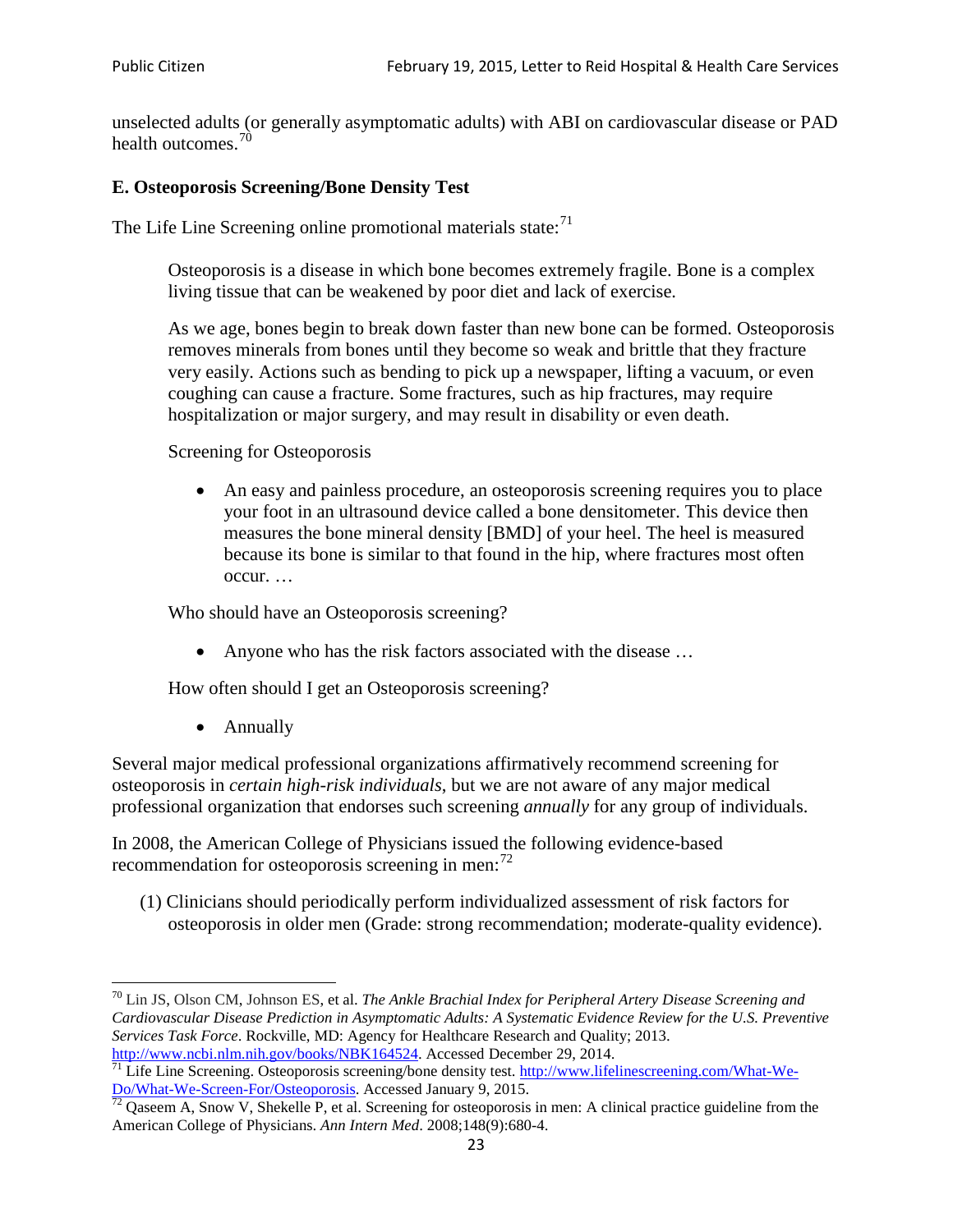unselected adults (or generally asymptomatic adults) with ABI on cardiovascular disease or PAD health outcomes.[70]

### E. Osteoporosis Screening/Bone Density Test

The Life Line Screening online promotional materials state:[71]

> Osteoporosis is a disease in which bone becomes extremely fragile. Bone is a complex living tissue that can be weakened by poor diet and lack of exercise.
>
> As we age, bones begin to break down faster than new bone can be formed. Osteoporosis removes minerals from bones until they become so weak and brittle that they fracture very easily. Actions such as bending to pick up a newspaper, lifting a vacuum, or even coughing can cause a fracture. Some fractures, such as hip fractures, may require hospitalization or major surgery, and may result in disability or even death.
>
> Screening for Osteoporosis
>
> - An easy and painless procedure, an osteoporosis screening requires you to place your foot in an ultrasound device called a bone densitometer. This device then measures the bone mineral density [BMD] of your heel. The heel is measured because its bone is similar to that found in the hip, where fractures most often occur. …
>
> Who should have an Osteoporosis screening?
>
> - Anyone who has the risk factors associated with the disease …
>
> How often should I get an Osteoporosis screening?
>
> - Annually

Several major medical professional organizations affirmatively recommend screening for osteoporosis in *certain high-risk individuals*, but we are not aware of any major medical professional organization that endorses such screening *annually* for any group of individuals.

In 2008, the American College of Physicians issued the following evidence-based recommendation for osteoporosis screening in men:[72]

> (1) Clinicians should periodically perform individualized assessment of risk factors for osteoporosis in older men (Grade: strong recommendation; moderate-quality evidence).

---

[70] Lin JS, Olson CM, Johnson ES, et al. *The Ankle Brachial Index for Peripheral Artery Disease Screening and Cardiovascular Disease Prediction in Asymptomatic Adults: A Systematic Evidence Review for the U.S. Preventive Services Task Force*. Rockville, MD: Agency for Healthcare Research and Quality; 2013. http://www.ncbi.nlm.nih.gov/books/NBK164524. Accessed December 29, 2014.

[71] Life Line Screening. Osteoporosis screening/bone density test. http://www.lifelinescreening.com/What-We-Do/What-We-Screen-For/Osteoporosis. Accessed January 9, 2015.

[72] Qaseem A, Snow V, Shekelle P, et al. Screening for osteoporosis in men: A clinical practice guideline from the American College of Physicians. *Ann Intern Med*. 2008;148(9):680-4.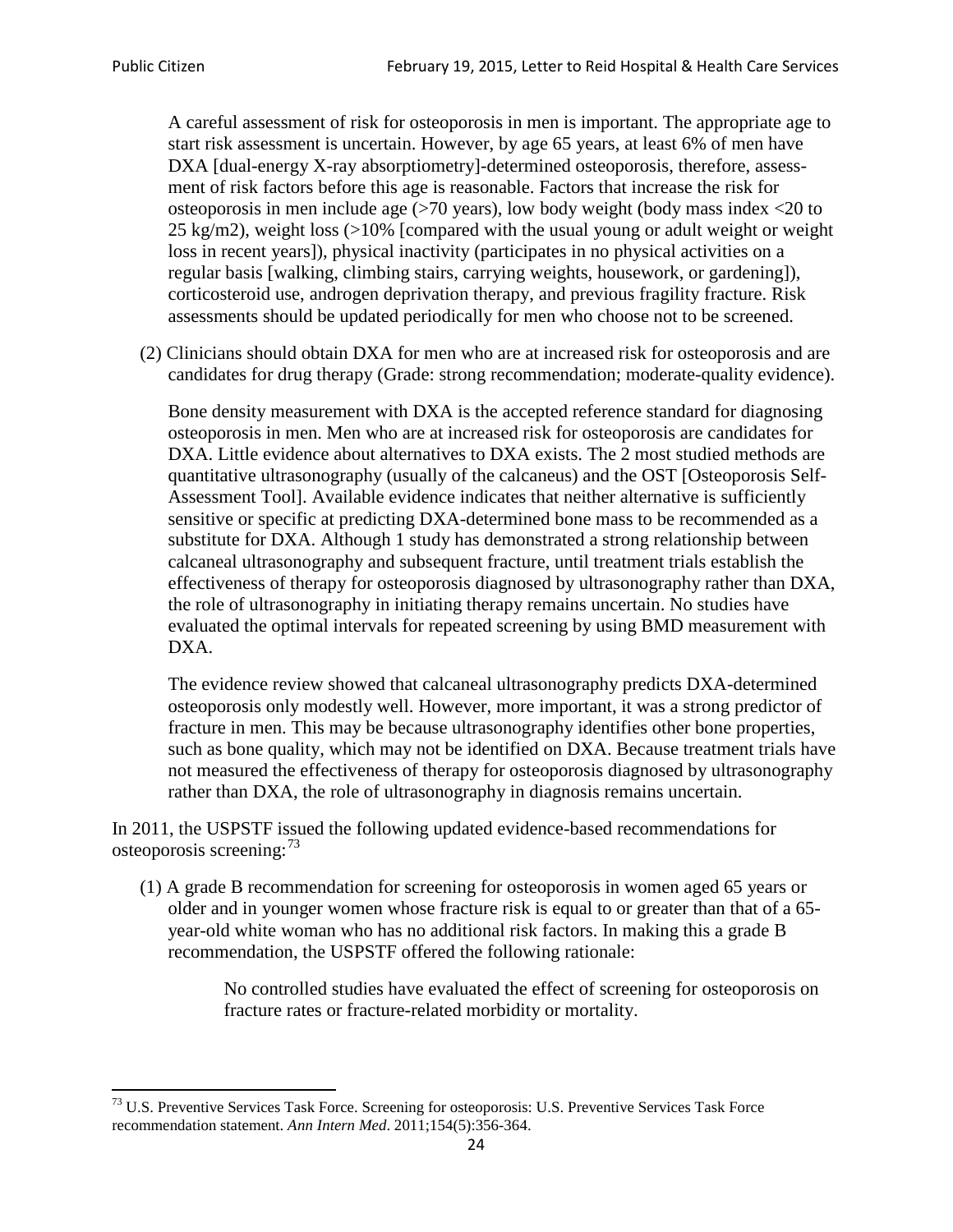A careful assessment of risk for osteoporosis in men is important. The appropriate age to start risk assessment is uncertain. However, by age 65 years, at least 6% of men have DXA [dual-energy X-ray absorptiometry]-determined osteoporosis, therefore, assessment of risk factors before this age is reasonable. Factors that increase the risk for osteoporosis in men include age (>70 years), low body weight (body mass index <20 to 25 kg/m2), weight loss (>10% [compared with the usual young or adult weight or weight loss in recent years]), physical inactivity (participates in no physical activities on a regular basis [walking, climbing stairs, carrying weights, housework, or gardening]), corticosteroid use, androgen deprivation therapy, and previous fragility fracture. Risk assessments should be updated periodically for men who choose not to be screened.

(2) Clinicians should obtain DXA for men who are at increased risk for osteoporosis and are candidates for drug therapy (Grade: strong recommendation; moderate-quality evidence).

Bone density measurement with DXA is the accepted reference standard for diagnosing osteoporosis in men. Men who are at increased risk for osteoporosis are candidates for DXA. Little evidence about alternatives to DXA exists. The 2 most studied methods are quantitative ultrasonography (usually of the calcaneus) and the OST [Osteoporosis Self-Assessment Tool]. Available evidence indicates that neither alternative is sufficiently sensitive or specific at predicting DXA-determined bone mass to be recommended as a substitute for DXA. Although 1 study has demonstrated a strong relationship between calcaneal ultrasonography and subsequent fracture, until treatment trials establish the effectiveness of therapy for osteoporosis diagnosed by ultrasonography rather than DXA, the role of ultrasonography in initiating therapy remains uncertain. No studies have evaluated the optimal intervals for repeated screening by using BMD measurement with DXA.

The evidence review showed that calcaneal ultrasonography predicts DXA-determined osteoporosis only modestly well. However, more important, it was a strong predictor of fracture in men. This may be because ultrasonography identifies other bone properties, such as bone quality, which may not be identified on DXA. Because treatment trials have not measured the effectiveness of therapy for osteoporosis diagnosed by ultrasonography rather than DXA, the role of ultrasonography in diagnosis remains uncertain.

In 2011, the USPSTF issued the following updated evidence-based recommendations for osteoporosis screening:[73]

(1) A grade B recommendation for screening for osteoporosis in women aged 65 years or older and in younger women whose fracture risk is equal to or greater than that of a 65-year-old white woman who has no additional risk factors. In making this a grade B recommendation, the USPSTF offered the following rationale:

> No controlled studies have evaluated the effect of screening for osteoporosis on fracture rates or fracture-related morbidity or mortality.

---

[73] U.S. Preventive Services Task Force. Screening for osteoporosis: U.S. Preventive Services Task Force recommendation statement. *Ann Intern Med*. 2011;154(5):356-364.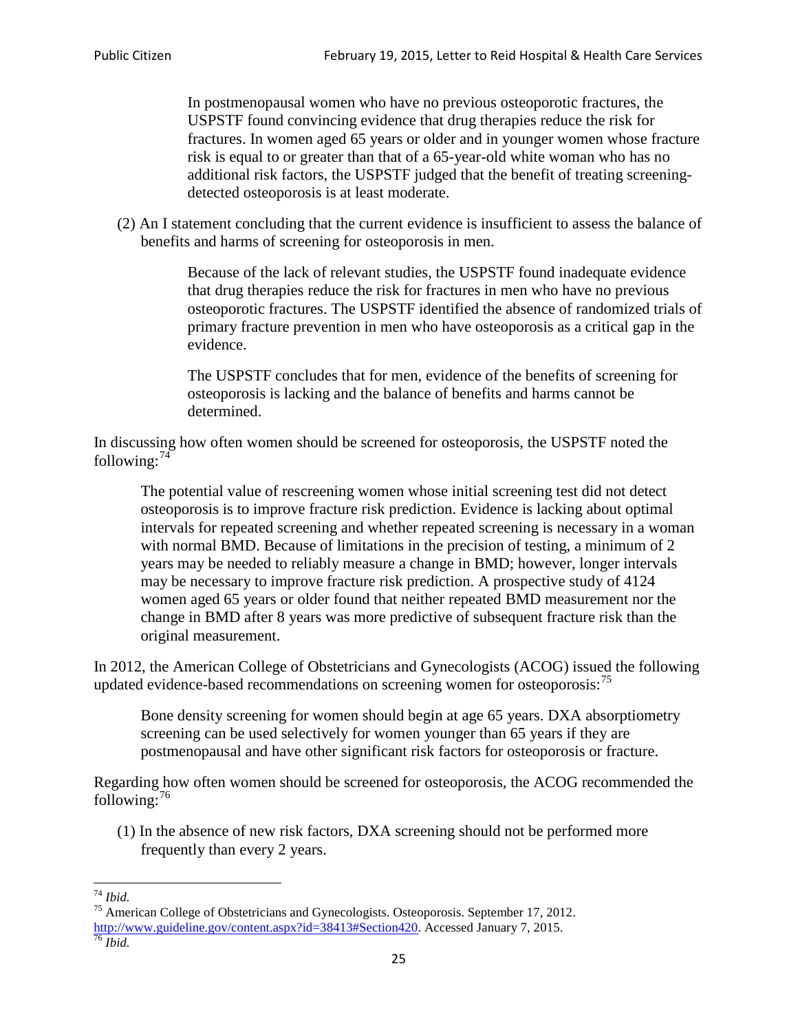> In postmenopausal women who have no previous osteoporotic fractures, the USPSTF found convincing evidence that drug therapies reduce the risk for fractures. In women aged 65 years or older and in younger women whose fracture risk is equal to or greater than that of a 65-year-old white woman who has no additional risk factors, the USPSTF judged that the benefit of treating screening-detected osteoporosis is at least moderate.

(2) An I statement concluding that the current evidence is insufficient to assess the balance of benefits and harms of screening for osteoporosis in men.

> Because of the lack of relevant studies, the USPSTF found inadequate evidence that drug therapies reduce the risk for fractures in men who have no previous osteoporotic fractures. The USPSTF identified the absence of randomized trials of primary fracture prevention in men who have osteoporosis as a critical gap in the evidence.
>
> The USPSTF concludes that for men, evidence of the benefits of screening for osteoporosis is lacking and the balance of benefits and harms cannot be determined.

In discussing how often women should be screened for osteoporosis, the USPSTF noted the following:[74]

> The potential value of rescreening women whose initial screening test did not detect osteoporosis is to improve fracture risk prediction. Evidence is lacking about optimal intervals for repeated screening and whether repeated screening is necessary in a woman with normal BMD. Because of limitations in the precision of testing, a minimum of 2 years may be needed to reliably measure a change in BMD; however, longer intervals may be necessary to improve fracture risk prediction. A prospective study of 4124 women aged 65 years or older found that neither repeated BMD measurement nor the change in BMD after 8 years was more predictive of subsequent fracture risk than the original measurement.

In 2012, the American College of Obstetricians and Gynecologists (ACOG) issued the following updated evidence-based recommendations on screening women for osteoporosis:[75]

> Bone density screening for women should begin at age 65 years. DXA absorptiometry screening can be used selectively for women younger than 65 years if they are postmenopausal and have other significant risk factors for osteoporosis or fracture.

Regarding how often women should be screened for osteoporosis, the ACOG recommended the following:[76]

(1) In the absence of new risk factors, DXA screening should not be performed more frequently than every 2 years.

---

[74] *Ibid.*

[75] American College of Obstetricians and Gynecologists. Osteoporosis. September 17, 2012. http://www.guideline.gov/content.aspx?id=38413#Section420. Accessed January 7, 2015.

[76] *Ibid.*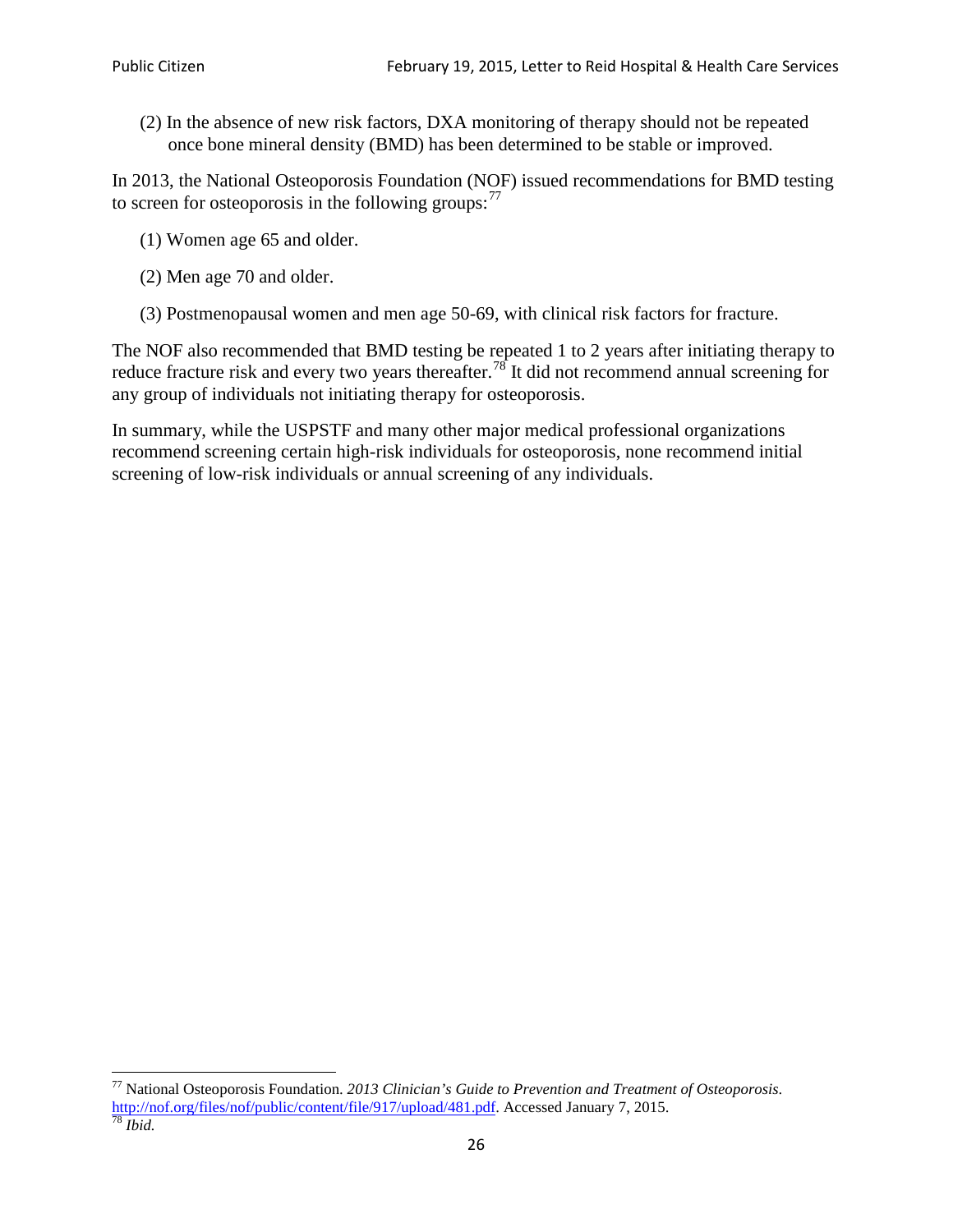(2) In the absence of new risk factors, DXA monitoring of therapy should not be repeated once bone mineral density (BMD) has been determined to be stable or improved.

In 2013, the National Osteoporosis Foundation (NOF) issued recommendations for BMD testing to screen for osteoporosis in the following groups:[77]

(1) Women age 65 and older.

(2) Men age 70 and older.

(3) Postmenopausal women and men age 50-69, with clinical risk factors for fracture.

The NOF also recommended that BMD testing be repeated 1 to 2 years after initiating therapy to reduce fracture risk and every two years thereafter.[78] It did not recommend annual screening for any group of individuals not initiating therapy for osteoporosis.

In summary, while the USPSTF and many other major medical professional organizations recommend screening certain high-risk individuals for osteoporosis, none recommend initial screening of low-risk individuals or annual screening of any individuals.

---

[77] National Osteoporosis Foundation. *2013 Clinician's Guide to Prevention and Treatment of Osteoporosis.* http://nof.org/files/nof/public/content/file/917/upload/481.pdf. Accessed January 7, 2015.

[78] *Ibid.*